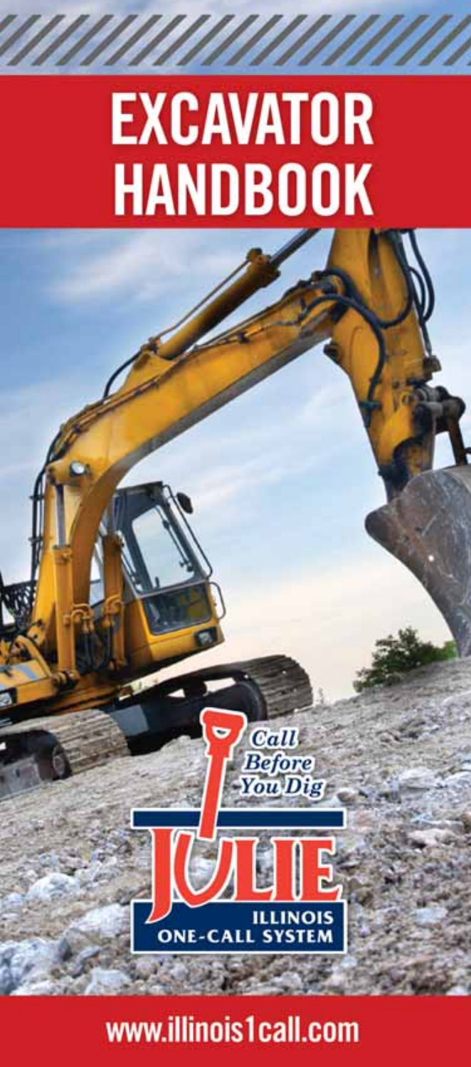# EXCAVATOR HANDBOOK

Call Before You Dig

JULIE

ILLINOIS ONE-CALL SYSTEM

www.illinois1call.com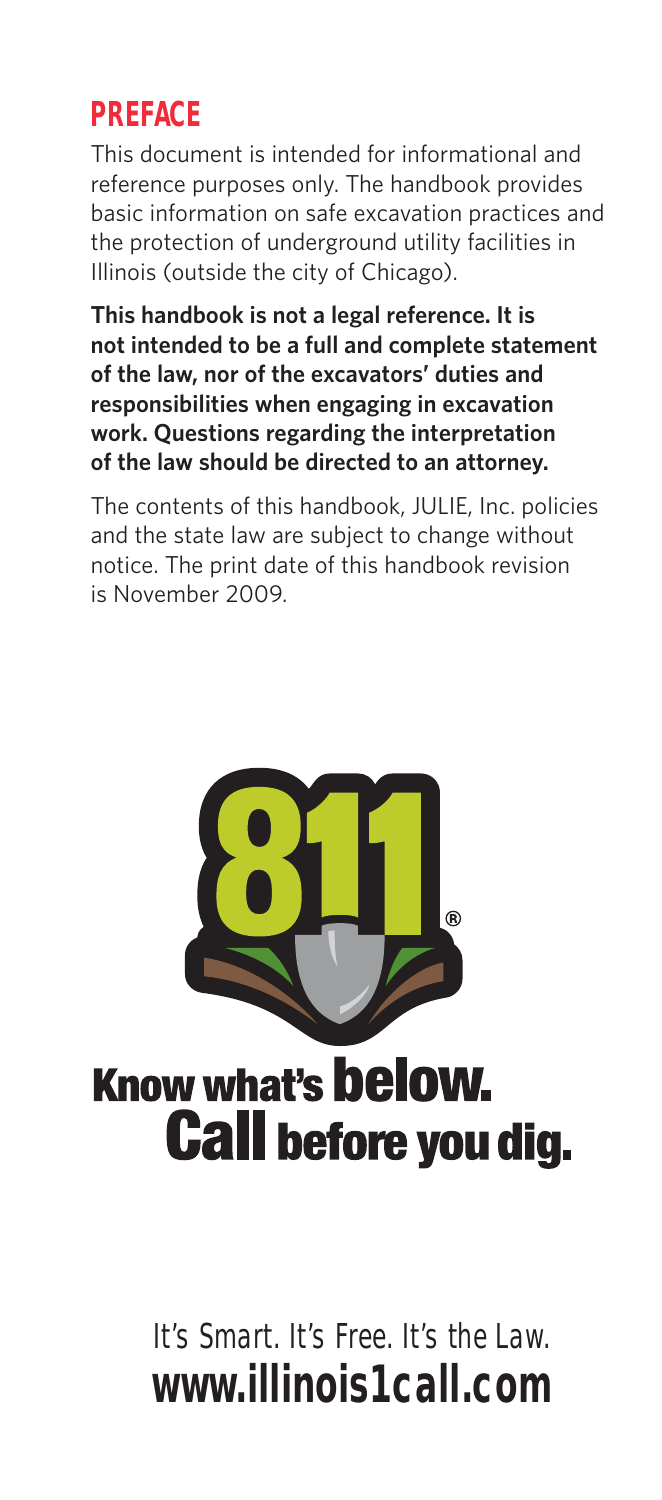## PREFACE

This document is intended for informational and reference purposes only. The handbook provides basic information on safe excavation practices and the protection of underground utility facilities in Illinois (outside the city of Chicago).

**This handbook is not a legal reference. It is not intended to be a full and complete statement of the law, nor of the excavators' duties and responsibilities when engaging in excavation work. Questions regarding the interpretation of the law should be directed to an attorney.**

The contents of this handbook, JULIE, Inc. policies and the state law are subject to change without notice. The print date of this handbook revision is November 2009.

811®

**Know what's below.**
**Call before you dig.**

*It's Smart. It's Free. It's the Law.*

**www.illinois1call.com**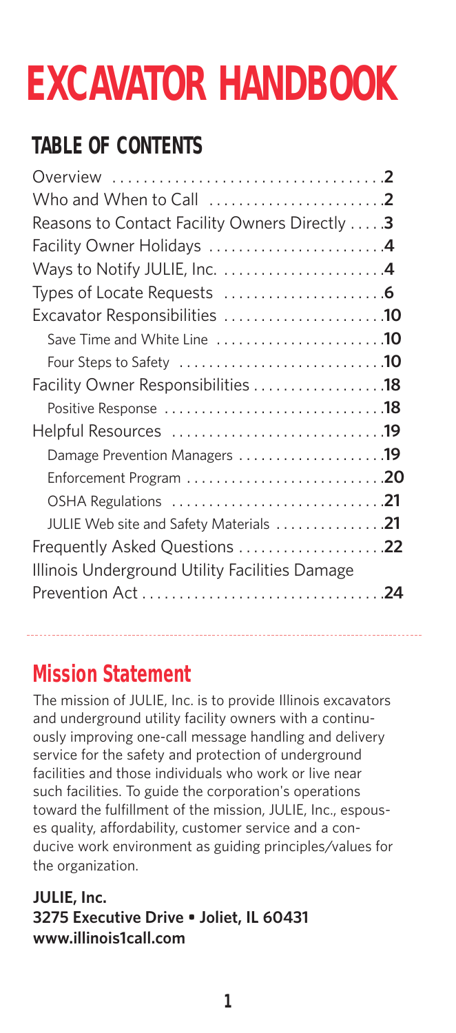# EXCAVATOR HANDBOOK

## TABLE OF CONTENTS

| | |
|---|---|
| Overview | **2** |
| Who and When to Call | **2** |
| Reasons to Contact Facility Owners Directly | **3** |
| Facility Owner Holidays | **4** |
| Ways to Notify JULIE, Inc. | **4** |
| Types of Locate Requests | **6** |
| Excavator Responsibilities | **10** |
| Save Time and White Line | **10** |
| Four Steps to Safety | **10** |
| Facility Owner Responsibilities | **18** |
| Positive Response | **18** |
| Helpful Resources | **19** |
| Damage Prevention Managers | **19** |
| Enforcement Program | **20** |
| OSHA Regulations | **21** |
| JULIE Web site and Safety Materials | **21** |
| Frequently Asked Questions | **22** |
| Illinois Underground Utility Facilities Damage Prevention Act | **24** |

## Mission Statement

The mission of JULIE, Inc. is to provide Illinois excavators and underground utility facility owners with a continuously improving one-call message handling and delivery service for the safety and protection of underground facilities and those individuals who work or live near such facilities. To guide the corporation's operations toward the fulfillment of the mission, JULIE, Inc., espouses quality, affordability, customer service and a conducive work environment as guiding principles/values for the organization.

**JULIE, Inc.**
**3275 Executive Drive • Joliet, IL 60431**
**www.illinois1call.com**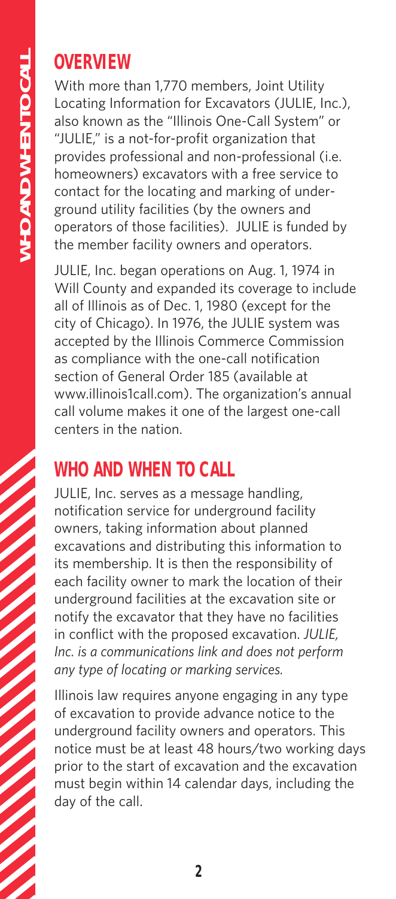## OVERVIEW

With more than 1,770 members, Joint Utility Locating Information for Excavators (JULIE, Inc.), also known as the "Illinois One-Call System" or "JULIE," is a not-for-profit organization that provides professional and non-professional (i.e. homeowners) excavators with a free service to contact for the locating and marking of underground utility facilities (by the owners and operators of those facilities). JULIE is funded by the member facility owners and operators.

JULIE, Inc. began operations on Aug. 1, 1974 in Will County and expanded its coverage to include all of Illinois as of Dec. 1, 1980 (except for the city of Chicago). In 1976, the JULIE system was accepted by the Illinois Commerce Commission as compliance with the one-call notification section of General Order 185 (available at www.illinois1call.com). The organization's annual call volume makes it one of the largest one-call centers in the nation.

## WHO AND WHEN TO CALL

JULIE, Inc. serves as a message handling, notification service for underground facility owners, taking information about planned excavations and distributing this information to its membership. It is then the responsibility of each facility owner to mark the location of their underground facilities at the excavation site or notify the excavator that they have no facilities in conflict with the proposed excavation. *JULIE, Inc. is a communications link and does not perform any type of locating or marking services.*

Illinois law requires anyone engaging in any type of excavation to provide advance notice to the underground facility owners and operators. This notice must be at least 48 hours/two working days prior to the start of excavation and the excavation must begin within 14 calendar days, including the day of the call.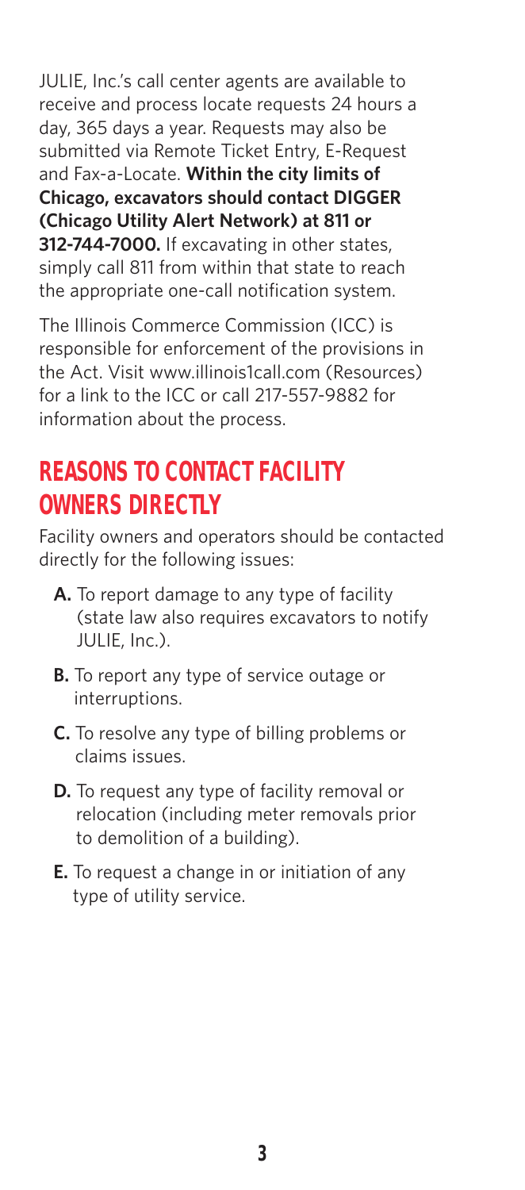JULIE, Inc.'s call center agents are available to receive and process locate requests 24 hours a day, 365 days a year. Requests may also be submitted via Remote Ticket Entry, E-Request and Fax-a-Locate. **Within the city limits of Chicago, excavators should contact DIGGER (Chicago Utility Alert Network) at 811 or 312-744-7000.** If excavating in other states, simply call 811 from within that state to reach the appropriate one-call notification system.

The Illinois Commerce Commission (ICC) is responsible for enforcement of the provisions in the Act. Visit www.illinois1call.com (Resources) for a link to the ICC or call 217-557-9882 for information about the process.

## REASONS TO CONTACT FACILITY OWNERS DIRECTLY

Facility owners and operators should be contacted directly for the following issues:

- **A.** To report damage to any type of facility (state law also requires excavators to notify JULIE, Inc.).
- **B.** To report any type of service outage or interruptions.
- **C.** To resolve any type of billing problems or claims issues.
- **D.** To request any type of facility removal or relocation (including meter removals prior to demolition of a building).
- **E.** To request a change in or initiation of any type of utility service.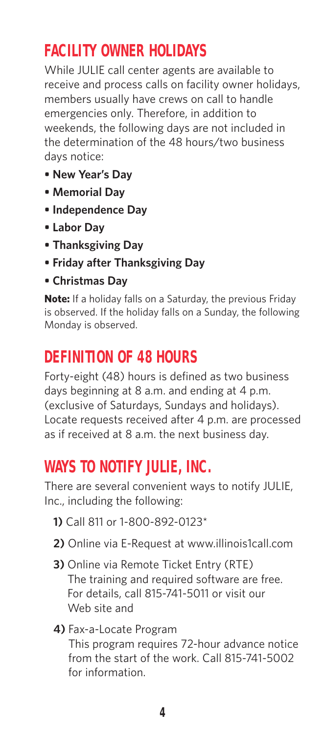## FACILITY OWNER HOLIDAYS

While JULIE call center agents are available to receive and process calls on facility owner holidays, members usually have crews on call to handle emergencies only. Therefore, in addition to weekends, the following days are not included in the determination of the 48 hours/two business days notice:

- **New Year's Day**
- **Memorial Day**
- **Independence Day**
- **Labor Day**
- **Thanksgiving Day**
- **Friday after Thanksgiving Day**
- **Christmas Day**

**Note:** If a holiday falls on a Saturday, the previous Friday is observed. If the holiday falls on a Sunday, the following Monday is observed.

## DEFINITION OF 48 HOURS

Forty-eight (48) hours is defined as two business days beginning at 8 a.m. and ending at 4 p.m. (exclusive of Saturdays, Sundays and holidays). Locate requests received after 4 p.m. are processed as if received at 8 a.m. the next business day.

## WAYS TO NOTIFY JULIE, INC.

There are several convenient ways to notify JULIE, Inc., including the following:

**1)** Call 811 or 1-800-892-0123*

**2)** Online via E-Request at www.illinois1call.com

**3)** Online via Remote Ticket Entry (RTE)
The training and required software are free. For details, call 815-741-5011 or visit our Web site and

**4)** Fax-a-Locate Program
This program requires 72-hour advance notice from the start of the work. Call 815-741-5002 for information.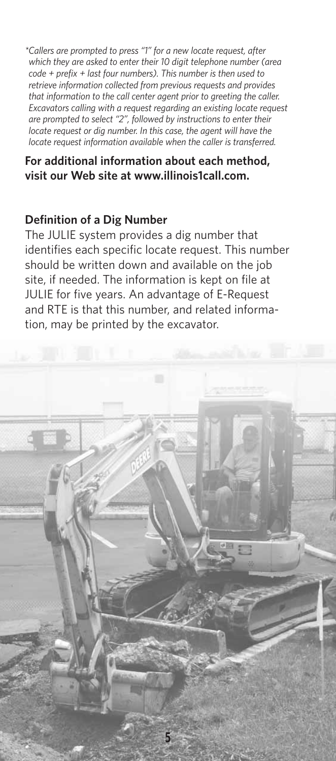*\*Callers are prompted to press "1" for a new locate request, after which they are asked to enter their 10 digit telephone number (area code + prefix + last four numbers). This number is then used to retrieve information collected from previous requests and provides that information to the call center agent prior to greeting the caller. Excavators calling with a request regarding an existing locate request are prompted to select "2", followed by instructions to enter their locate request or dig number. In this case, the agent will have the locate request information available when the caller is transferred.*

**For additional information about each method, visit our Web site at www.illinois1call.com.**

## Definition of a Dig Number

The JULIE system provides a dig number that identifies each specific locate request. This number should be written down and available on the job site, if needed. The information is kept on file at JULIE for five years. An advantage of E-Request and RTE is that this number, and related information, may be printed by the excavator.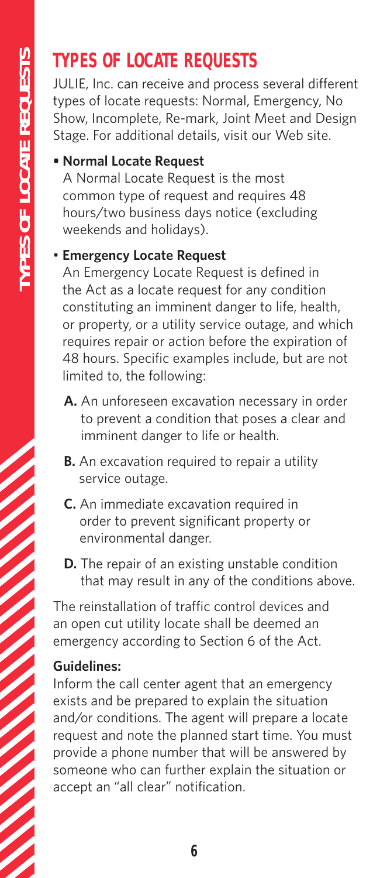# TYPES OF LOCATE REQUESTS

JULIE, Inc. can receive and process several different types of locate requests: Normal, Emergency, No Show, Incomplete, Re-mark, Joint Meet and Design Stage. For additional details, visit our Web site.

- **Normal Locate Request**
  A Normal Locate Request is the most common type of request and requires 48 hours/two business days notice (excluding weekends and holidays).

- **Emergency Locate Request**
  An Emergency Locate Request is defined in the Act as a locate request for any condition constituting an imminent danger to life, health, or property, or a utility service outage, and which requires repair or action before the expiration of 48 hours. Specific examples include, but are not limited to, the following:

  **A.** An unforeseen excavation necessary in order to prevent a condition that poses a clear and imminent danger to life or health.

  **B.** An excavation required to repair a utility service outage.

  **C.** An immediate excavation required in order to prevent significant property or environmental danger.

  **D.** The repair of an existing unstable condition that may result in any of the conditions above.

The reinstallation of traffic control devices and an open cut utility locate shall be deemed an emergency according to Section 6 of the Act.

**Guidelines:**

Inform the call center agent that an emergency exists and be prepared to explain the situation and/or conditions. The agent will prepare a locate request and note the planned start time. You must provide a phone number that will be answered by someone who can further explain the situation or accept an "all clear" notification.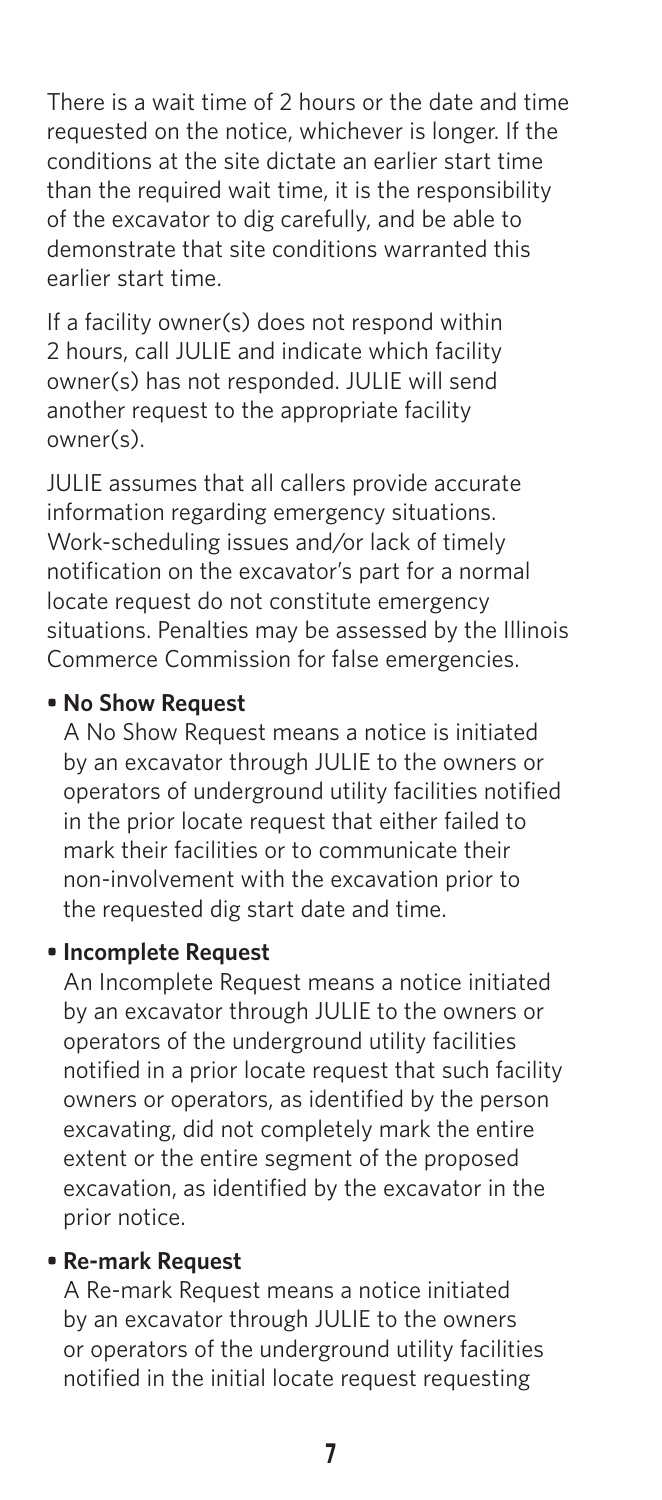There is a wait time of 2 hours or the date and time requested on the notice, whichever is longer. If the conditions at the site dictate an earlier start time than the required wait time, it is the responsibility of the excavator to dig carefully, and be able to demonstrate that site conditions warranted this earlier start time.

If a facility owner(s) does not respond within 2 hours, call JULIE and indicate which facility owner(s) has not responded. JULIE will send another request to the appropriate facility owner(s).

JULIE assumes that all callers provide accurate information regarding emergency situations. Work-scheduling issues and/or lack of timely notification on the excavator's part for a normal locate request do not constitute emergency situations. Penalties may be assessed by the Illinois Commerce Commission for false emergencies.

- **No Show Request**
  A No Show Request means a notice is initiated by an excavator through JULIE to the owners or operators of underground utility facilities notified in the prior locate request that either failed to mark their facilities or to communicate their non-involvement with the excavation prior to the requested dig start date and time.

- **Incomplete Request**
  An Incomplete Request means a notice initiated by an excavator through JULIE to the owners or operators of the underground utility facilities notified in a prior locate request that such facility owners or operators, as identified by the person excavating, did not completely mark the entire extent or the entire segment of the proposed excavation, as identified by the excavator in the prior notice.

- **Re-mark Request**
  A Re-mark Request means a notice initiated by an excavator through JULIE to the owners or operators of the underground utility facilities notified in the initial locate request requesting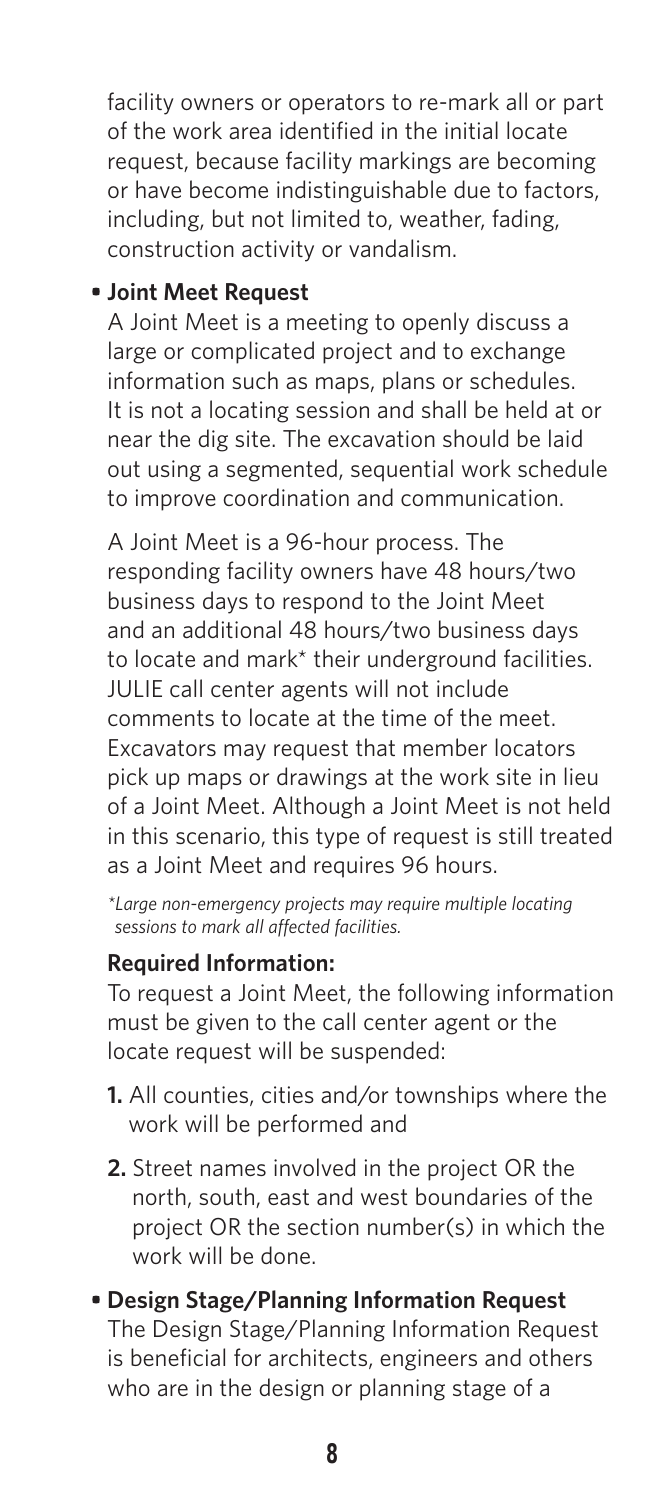facility owners or operators to re-mark all or part of the work area identified in the initial locate request, because facility markings are becoming or have become indistinguishable due to factors, including, but not limited to, weather, fading, construction activity or vandalism.

- **Joint Meet Request**

  A Joint Meet is a meeting to openly discuss a large or complicated project and to exchange information such as maps, plans or schedules. It is not a locating session and shall be held at or near the dig site. The excavation should be laid out using a segmented, sequential work schedule to improve coordination and communication.

  A Joint Meet is a 96-hour process. The responding facility owners have 48 hours/two business days to respond to the Joint Meet and an additional 48 hours/two business days to locate and mark* their underground facilities. JULIE call center agents will not include comments to locate at the time of the meet. Excavators may request that member locators pick up maps or drawings at the work site in lieu of a Joint Meet. Although a Joint Meet is not held in this scenario, this type of request is still treated as a Joint Meet and requires 96 hours.

  *\*Large non-emergency projects may require multiple locating sessions to mark all affected facilities.*

  **Required Information:**

  To request a Joint Meet, the following information must be given to the call center agent or the locate request will be suspended:

  1. All counties, cities and/or townships where the work will be performed and
  2. Street names involved in the project OR the north, south, east and west boundaries of the project OR the section number(s) in which the work will be done.

- **Design Stage/Planning Information Request**

  The Design Stage/Planning Information Request is beneficial for architects, engineers and others who are in the design or planning stage of a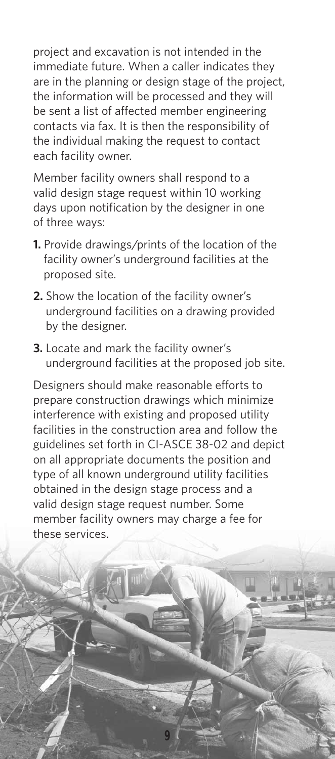project and excavation is not intended in the immediate future. When a caller indicates they are in the planning or design stage of the project, the information will be processed and they will be sent a list of affected member engineering contacts via fax. It is then the responsibility of the individual making the request to contact each facility owner.

Member facility owners shall respond to a valid design stage request within 10 working days upon notification by the designer in one of three ways:

1. Provide drawings/prints of the location of the facility owner's underground facilities at the proposed site.
2. Show the location of the facility owner's underground facilities on a drawing provided by the designer.
3. Locate and mark the facility owner's underground facilities at the proposed job site.

Designers should make reasonable efforts to prepare construction drawings which minimize interference with existing and proposed utility facilities in the construction area and follow the guidelines set forth in CI-ASCE 38-02 and depict on all appropriate documents the position and type of all known underground utility facilities obtained in the design stage process and a valid design stage request number. Some member facility owners may charge a fee for these services.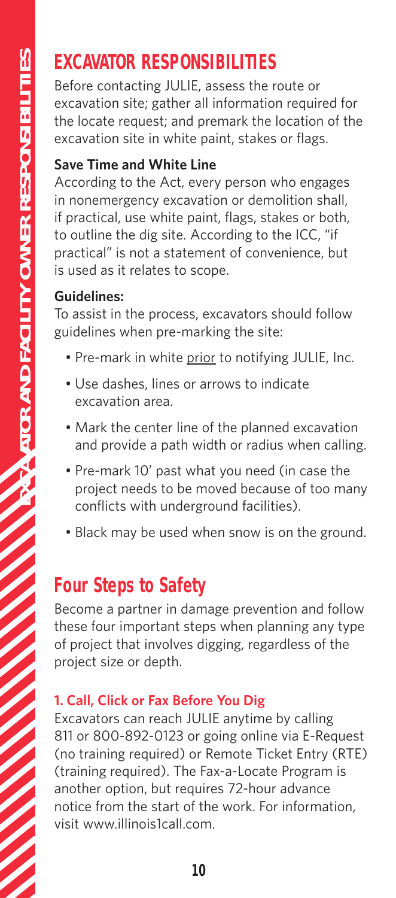## EXCAVATOR RESPONSIBILITIES

Before contacting JULIE, assess the route or excavation site; gather all information required for the locate request; and premark the location of the excavation site in white paint, stakes or flags.

### Save Time and White Line

According to the Act, every person who engages in nonemergency excavation or demolition shall, if practical, use white paint, flags, stakes or both, to outline the dig site. According to the ICC, "if practical" is not a statement of convenience, but is used as it relates to scope.

**Guidelines:**

To assist in the process, excavators should follow guidelines when pre-marking the site:

- Pre-mark in white prior to notifying JULIE, Inc.
- Use dashes, lines or arrows to indicate excavation area.
- Mark the center line of the planned excavation and provide a path width or radius when calling.
- Pre-mark 10' past what you need (in case the project needs to be moved because of too many conflicts with underground facilities).
- Black may be used when snow is on the ground.

## Four Steps to Safety

Become a partner in damage prevention and follow these four important steps when planning any type of project that involves digging, regardless of the project size or depth.

### 1. Call, Click or Fax Before You Dig

Excavators can reach JULIE anytime by calling 811 or 800-892-0123 or going online via E-Request (no training required) or Remote Ticket Entry (RTE) (training required). The Fax-a-Locate Program is another option, but requires 72-hour advance notice from the start of the work. For information, visit www.illinois1call.com.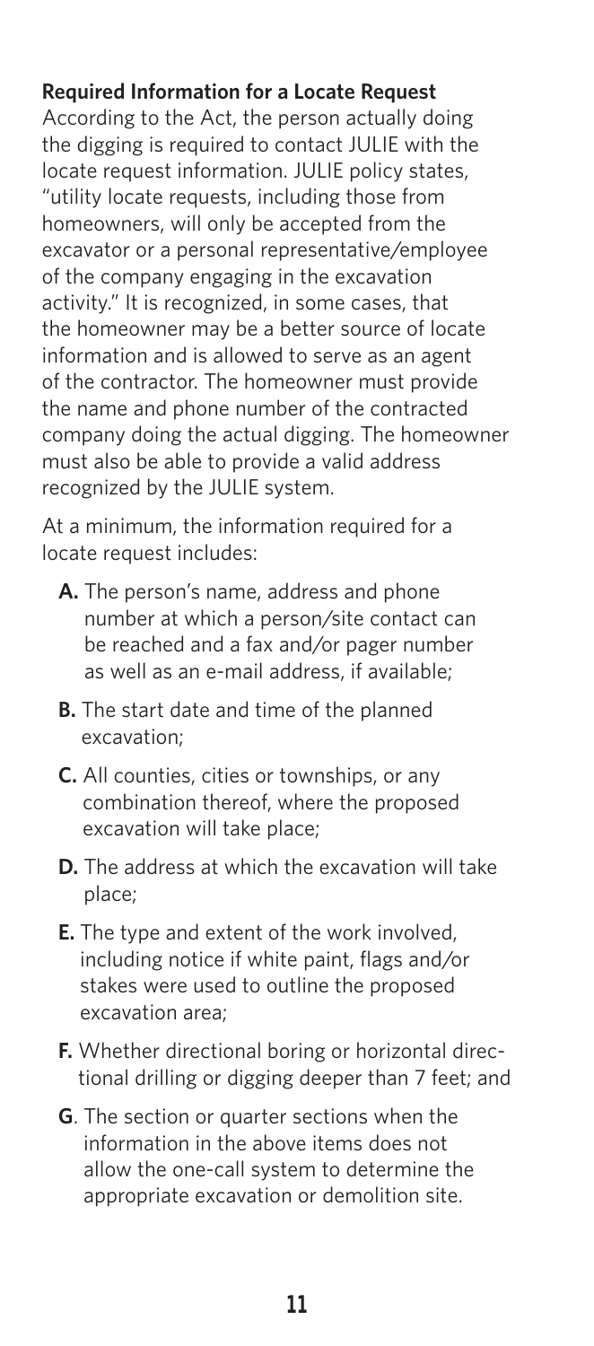**Required Information for a Locate Request**

According to the Act, the person actually doing the digging is required to contact JULIE with the locate request information. JULIE policy states, "utility locate requests, including those from homeowners, will only be accepted from the excavator or a personal representative/employee of the company engaging in the excavation activity." It is recognized, in some cases, that the homeowner may be a better source of locate information and is allowed to serve as an agent of the contractor. The homeowner must provide the name and phone number of the contracted company doing the actual digging. The homeowner must also be able to provide a valid address recognized by the JULIE system.

At a minimum, the information required for a locate request includes:

**A.** The person's name, address and phone number at which a person/site contact can be reached and a fax and/or pager number as well as an e-mail address, if available;

**B.** The start date and time of the planned excavation;

**C.** All counties, cities or townships, or any combination thereof, where the proposed excavation will take place;

**D.** The address at which the excavation will take place;

**E.** The type and extent of the work involved, including notice if white paint, flags and/or stakes were used to outline the proposed excavation area;

**F.** Whether directional boring or horizontal directional drilling or digging deeper than 7 feet; and

**G**. The section or quarter sections when the information in the above items does not allow the one-call system to determine the appropriate excavation or demolition site.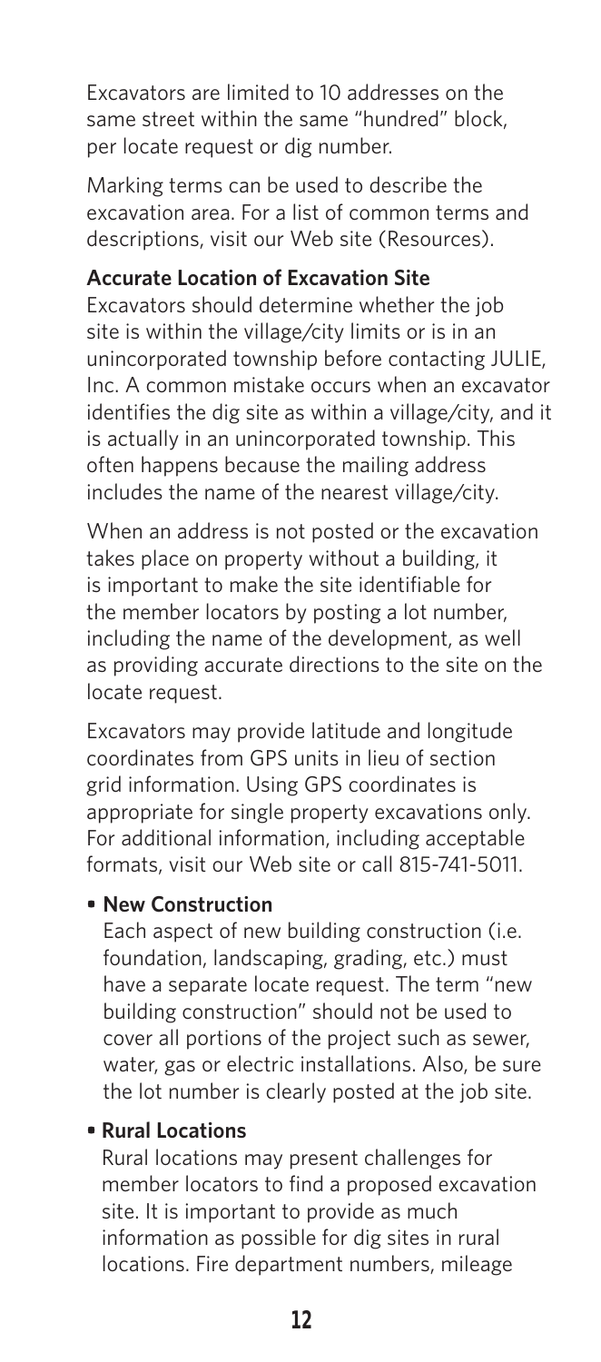Excavators are limited to 10 addresses on the same street within the same "hundred" block, per locate request or dig number.

Marking terms can be used to describe the excavation area. For a list of common terms and descriptions, visit our Web site (Resources).

**Accurate Location of Excavation Site**

Excavators should determine whether the job site is within the village/city limits or is in an unincorporated township before contacting JULIE, Inc. A common mistake occurs when an excavator identifies the dig site as within a village/city, and it is actually in an unincorporated township. This often happens because the mailing address includes the name of the nearest village/city.

When an address is not posted or the excavation takes place on property without a building, it is important to make the site identifiable for the member locators by posting a lot number, including the name of the development, as well as providing accurate directions to the site on the locate request.

Excavators may provide latitude and longitude coordinates from GPS units in lieu of section grid information. Using GPS coordinates is appropriate for single property excavations only. For additional information, including acceptable formats, visit our Web site or call 815-741-5011.

- **New Construction**
  Each aspect of new building construction (i.e. foundation, landscaping, grading, etc.) must have a separate locate request. The term "new building construction" should not be used to cover all portions of the project such as sewer, water, gas or electric installations. Also, be sure the lot number is clearly posted at the job site.

- **Rural Locations**
  Rural locations may present challenges for member locators to find a proposed excavation site. It is important to provide as much information as possible for dig sites in rural locations. Fire department numbers, mileage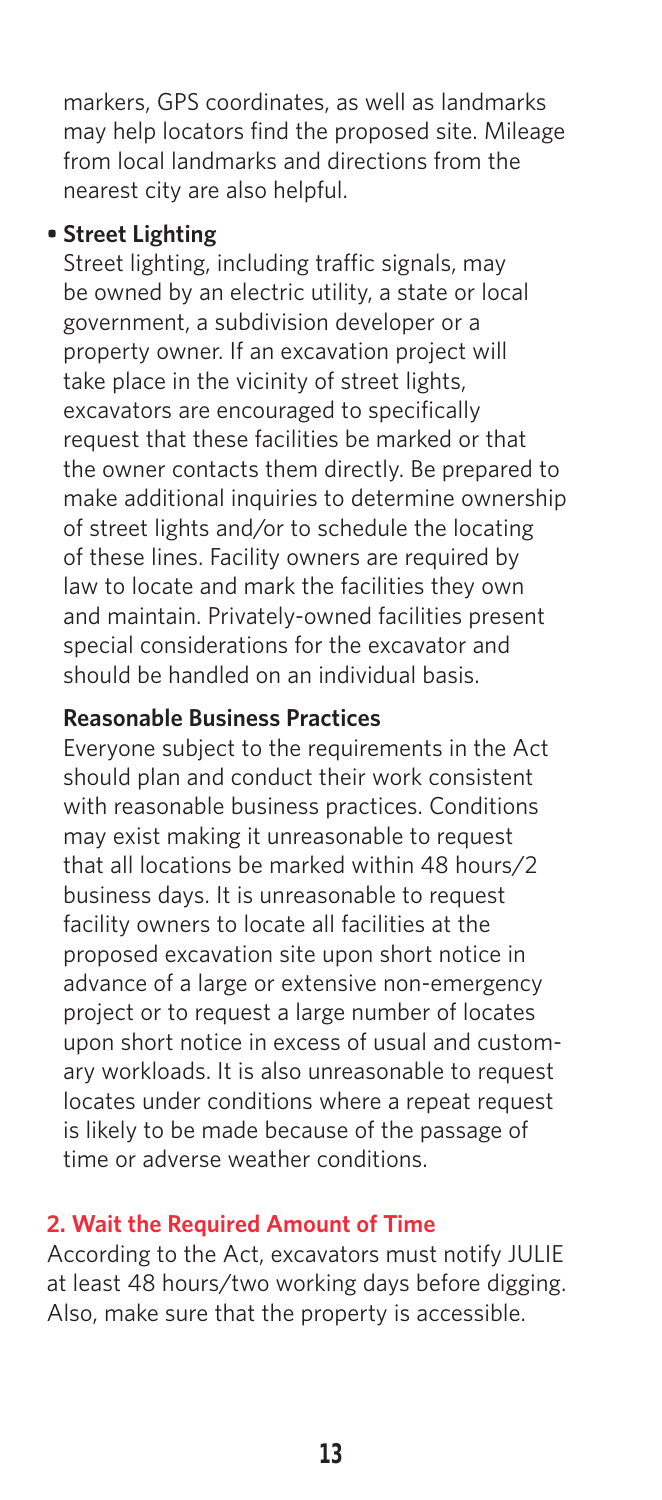markers, GPS coordinates, as well as landmarks may help locators find the proposed site. Mileage from local landmarks and directions from the nearest city are also helpful.

- **Street Lighting**
  Street lighting, including traffic signals, may be owned by an electric utility, a state or local government, a subdivision developer or a property owner. If an excavation project will take place in the vicinity of street lights, excavators are encouraged to specifically request that these facilities be marked or that the owner contacts them directly. Be prepared to make additional inquiries to determine ownership of street lights and/or to schedule the locating of these lines. Facility owners are required by law to locate and mark the facilities they own and maintain. Privately-owned facilities present special considerations for the excavator and should be handled on an individual basis.

**Reasonable Business Practices**

Everyone subject to the requirements in the Act should plan and conduct their work consistent with reasonable business practices. Conditions may exist making it unreasonable to request that all locations be marked within 48 hours/2 business days. It is unreasonable to request facility owners to locate all facilities at the proposed excavation site upon short notice in advance of a large or extensive non-emergency project or to request a large number of locates upon short notice in excess of usual and customary workloads. It is also unreasonable to request locates under conditions where a repeat request is likely to be made because of the passage of time or adverse weather conditions.

## 2. Wait the Required Amount of Time

According to the Act, excavators must notify JULIE at least 48 hours/two working days before digging. Also, make sure that the property is accessible.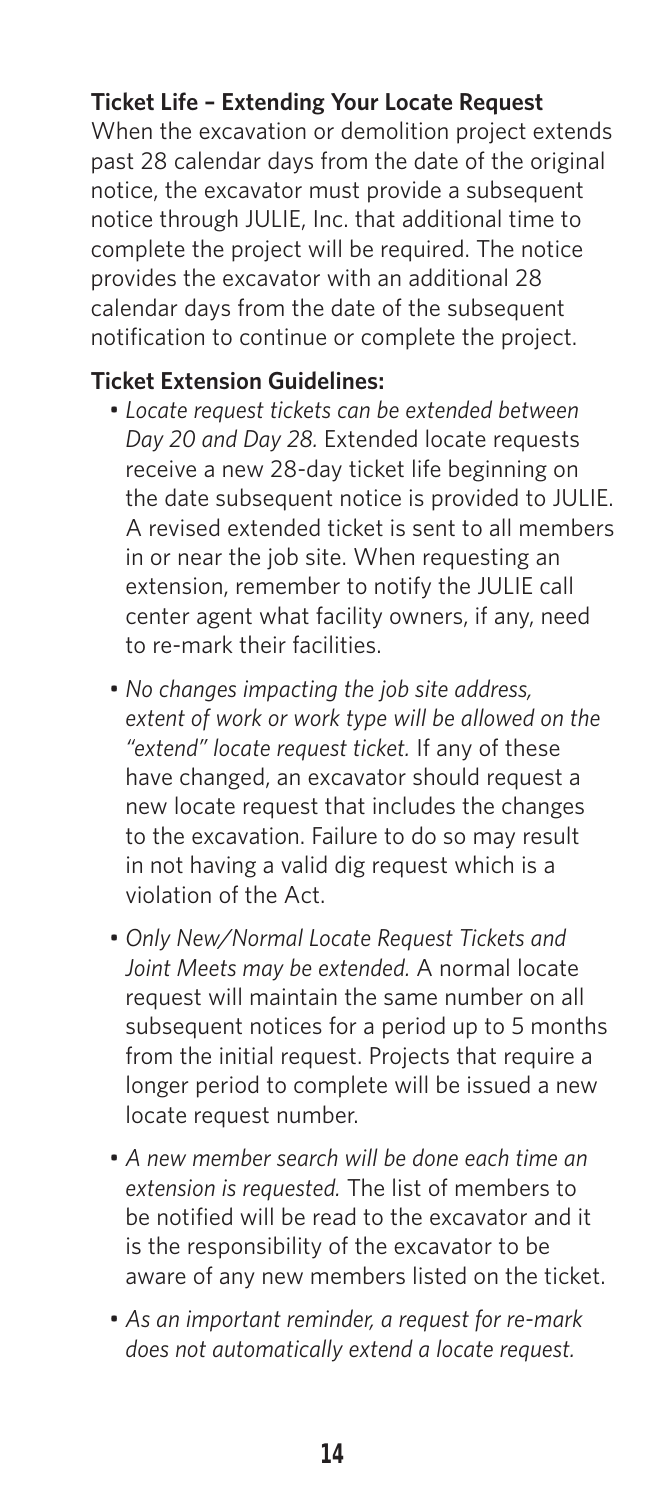### Ticket Life – Extending Your Locate Request

When the excavation or demolition project extends past 28 calendar days from the date of the original notice, the excavator must provide a subsequent notice through JULIE, Inc. that additional time to complete the project will be required. The notice provides the excavator with an additional 28 calendar days from the date of the subsequent notification to continue or complete the project.

### Ticket Extension Guidelines:

- *Locate request tickets can be extended between Day 20 and Day 28.* Extended locate requests receive a new 28-day ticket life beginning on the date subsequent notice is provided to JULIE. A revised extended ticket is sent to all members in or near the job site. When requesting an extension, remember to notify the JULIE call center agent what facility owners, if any, need to re-mark their facilities.

- *No changes impacting the job site address, extent of work or work type will be allowed on the "extend" locate request ticket.* If any of these have changed, an excavator should request a new locate request that includes the changes to the excavation. Failure to do so may result in not having a valid dig request which is a violation of the Act.

- *Only New/Normal Locate Request Tickets and Joint Meets may be extended.* A normal locate request will maintain the same number on all subsequent notices for a period up to 5 months from the initial request. Projects that require a longer period to complete will be issued a new locate request number.

- *A new member search will be done each time an extension is requested.* The list of members to be notified will be read to the excavator and it is the responsibility of the excavator to be aware of any new members listed on the ticket.

- *As an important reminder, a request for re-mark does not automatically extend a locate request.*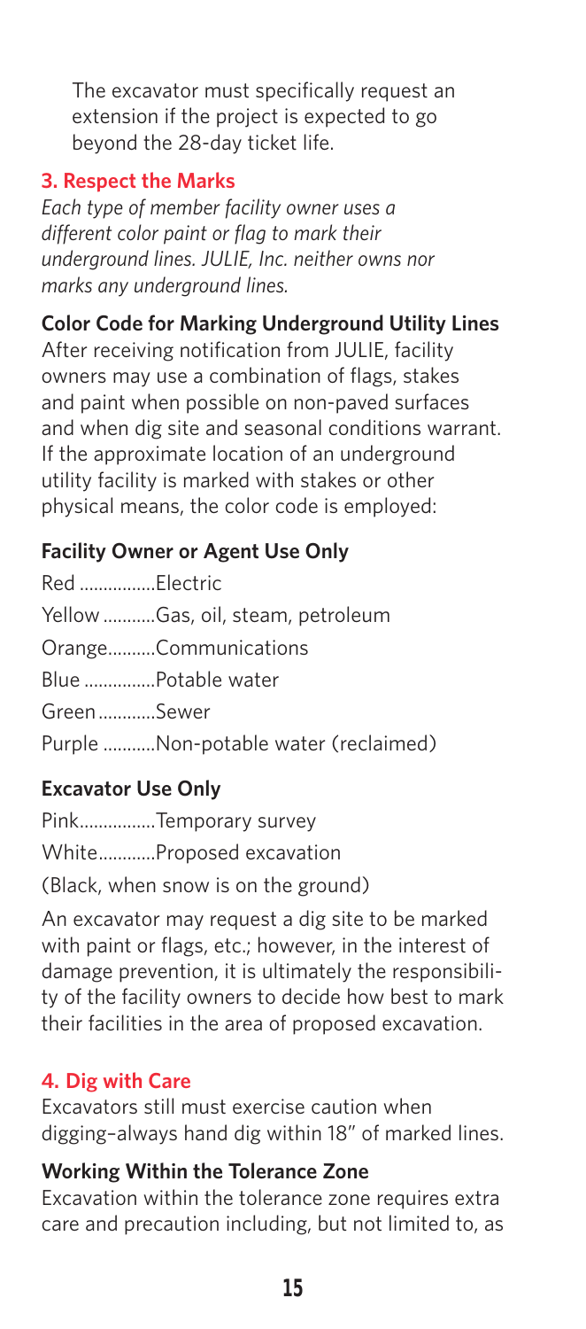The excavator must specifically request an extension if the project is expected to go beyond the 28-day ticket life.

### 3. Respect the Marks

*Each type of member facility owner uses a different color paint or flag to mark their underground lines. JULIE, Inc. neither owns nor marks any underground lines.*

**Color Code for Marking Underground Utility Lines**

After receiving notification from JULIE, facility owners may use a combination of flags, stakes and paint when possible on non-paved surfaces and when dig site and seasonal conditions warrant. If the approximate location of an underground utility facility is marked with stakes or other physical means, the color code is employed:

**Facility Owner or Agent Use Only**

Red ................Electric

Yellow ...........Gas, oil, steam, petroleum

Orange..........Communications

Blue ...............Potable water

Green ............Sewer

Purple ...........Non-potable water (reclaimed)

**Excavator Use Only**

Pink................Temporary survey

White............Proposed excavation

(Black, when snow is on the ground)

An excavator may request a dig site to be marked with paint or flags, etc.; however, in the interest of damage prevention, it is ultimately the responsibility of the facility owners to decide how best to mark their facilities in the area of proposed excavation.

### 4. Dig with Care

Excavators still must exercise caution when digging–always hand dig within 18" of marked lines.

**Working Within the Tolerance Zone**

Excavation within the tolerance zone requires extra care and precaution including, but not limited to, as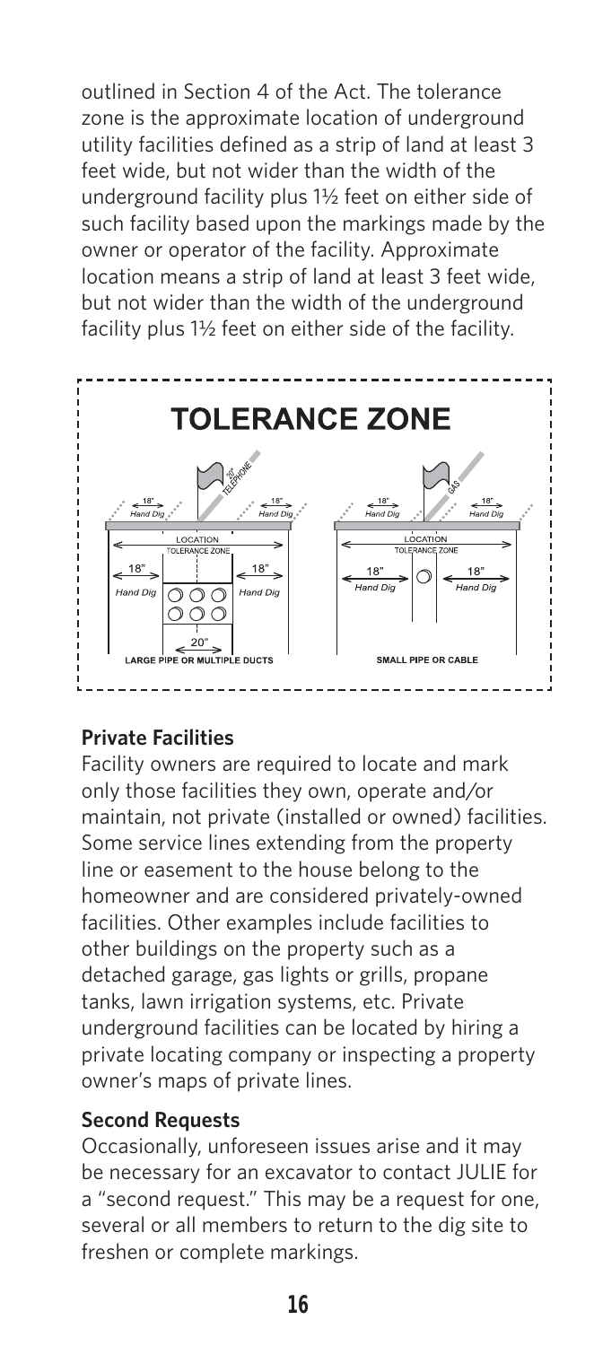outlined in Section 4 of the Act. The tolerance zone is the approximate location of underground utility facilities defined as a strip of land at least 3 feet wide, but not wider than the width of the underground facility plus 1½ feet on either side of such facility based upon the markings made by the owner or operator of the facility. Approximate location means a strip of land at least 3 feet wide, but not wider than the width of the underground facility plus 1½ feet on either side of the facility.

**TOLERANCE ZONE**

### Private Facilities

Facility owners are required to locate and mark only those facilities they own, operate and/or maintain, not private (installed or owned) facilities. Some service lines extending from the property line or easement to the house belong to the homeowner and are considered privately-owned facilities. Other examples include facilities to other buildings on the property such as a detached garage, gas lights or grills, propane tanks, lawn irrigation systems, etc. Private underground facilities can be located by hiring a private locating company or inspecting a property owner's maps of private lines.

### Second Requests

Occasionally, unforeseen issues arise and it may be necessary for an excavator to contact JULIE for a "second request." This may be a request for one, several or all members to return to the dig site to freshen or complete markings.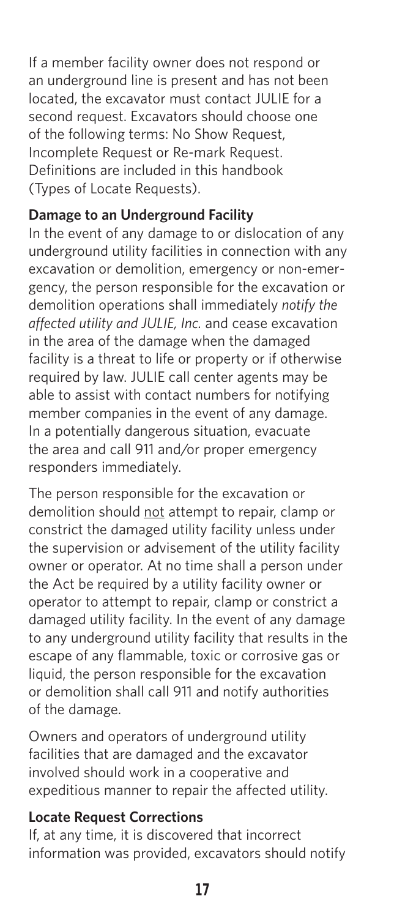If a member facility owner does not respond or an underground line is present and has not been located, the excavator must contact JULIE for a second request. Excavators should choose one of the following terms: No Show Request, Incomplete Request or Re-mark Request. Definitions are included in this handbook (Types of Locate Requests).

**Damage to an Underground Facility**

In the event of any damage to or dislocation of any underground utility facilities in connection with any excavation or demolition, emergency or non-emergency, the person responsible for the excavation or demolition operations shall immediately *notify the affected utility and JULIE, Inc.* and cease excavation in the area of the damage when the damaged facility is a threat to life or property or if otherwise required by law. JULIE call center agents may be able to assist with contact numbers for notifying member companies in the event of any damage. In a potentially dangerous situation, evacuate the area and call 911 and/or proper emergency responders immediately.

The person responsible for the excavation or demolition should <u>not</u> attempt to repair, clamp or constrict the damaged utility facility unless under the supervision or advisement of the utility facility owner or operator. At no time shall a person under the Act be required by a utility facility owner or operator to attempt to repair, clamp or constrict a damaged utility facility. In the event of any damage to any underground utility facility that results in the escape of any flammable, toxic or corrosive gas or liquid, the person responsible for the excavation or demolition shall call 911 and notify authorities of the damage.

Owners and operators of underground utility facilities that are damaged and the excavator involved should work in a cooperative and expeditious manner to repair the affected utility.

**Locate Request Corrections**

If, at any time, it is discovered that incorrect information was provided, excavators should notify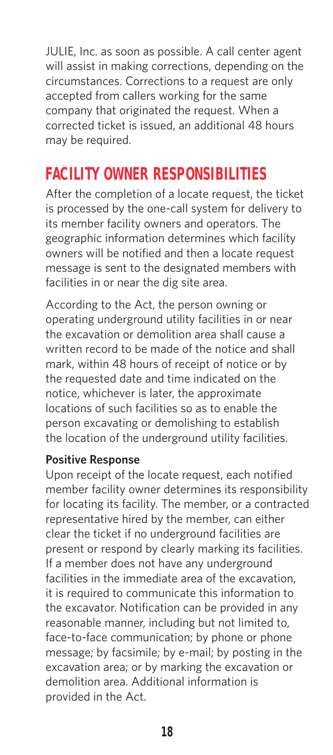JULIE, Inc. as soon as possible. A call center agent will assist in making corrections, depending on the circumstances. Corrections to a request are only accepted from callers working for the same company that originated the request. When a corrected ticket is issued, an additional 48 hours may be required.

## FACILITY OWNER RESPONSIBILITIES

After the completion of a locate request, the ticket is processed by the one-call system for delivery to its member facility owners and operators. The geographic information determines which facility owners will be notified and then a locate request message is sent to the designated members with facilities in or near the dig site area.

According to the Act, the person owning or operating underground utility facilities in or near the excavation or demolition area shall cause a written record to be made of the notice and shall mark, within 48 hours of receipt of notice or by the requested date and time indicated on the notice, whichever is later, the approximate locations of such facilities so as to enable the person excavating or demolishing to establish the location of the underground utility facilities.

**Positive Response**

Upon receipt of the locate request, each notified member facility owner determines its responsibility for locating its facility. The member, or a contracted representative hired by the member, can either clear the ticket if no underground facilities are present or respond by clearly marking its facilities. If a member does not have any underground facilities in the immediate area of the excavation, it is required to communicate this information to the excavator. Notification can be provided in any reasonable manner, including but not limited to, face-to-face communication; by phone or phone message; by facsimile; by e-mail; by posting in the excavation area; or by marking the excavation or demolition area. Additional information is provided in the Act.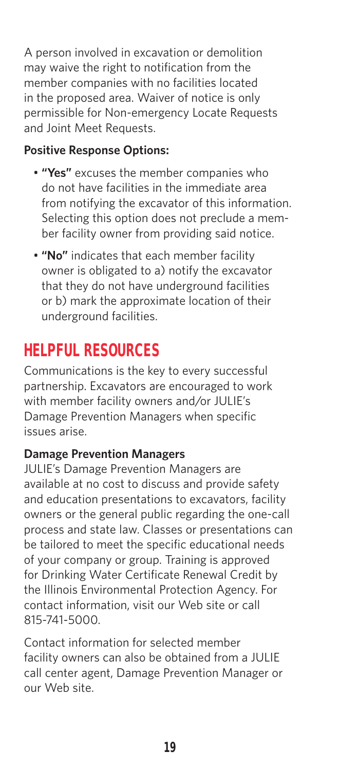A person involved in excavation or demolition may waive the right to notification from the member companies with no facilities located in the proposed area. Waiver of notice is only permissible for Non-emergency Locate Requests and Joint Meet Requests.

**Positive Response Options:**

- **"Yes"** excuses the member companies who do not have facilities in the immediate area from notifying the excavator of this information. Selecting this option does not preclude a member facility owner from providing said notice.
- **"No"** indicates that each member facility owner is obligated to a) notify the excavator that they do not have underground facilities or b) mark the approximate location of their underground facilities.

## HELPFUL RESOURCES

Communications is the key to every successful partnership. Excavators are encouraged to work with member facility owners and/or JULIE's Damage Prevention Managers when specific issues arise.

**Damage Prevention Managers**

JULIE's Damage Prevention Managers are available at no cost to discuss and provide safety and education presentations to excavators, facility owners or the general public regarding the one-call process and state law. Classes or presentations can be tailored to meet the specific educational needs of your company or group. Training is approved for Drinking Water Certificate Renewal Credit by the Illinois Environmental Protection Agency. For contact information, visit our Web site or call 815-741-5000.

Contact information for selected member facility owners can also be obtained from a JULIE call center agent, Damage Prevention Manager or our Web site.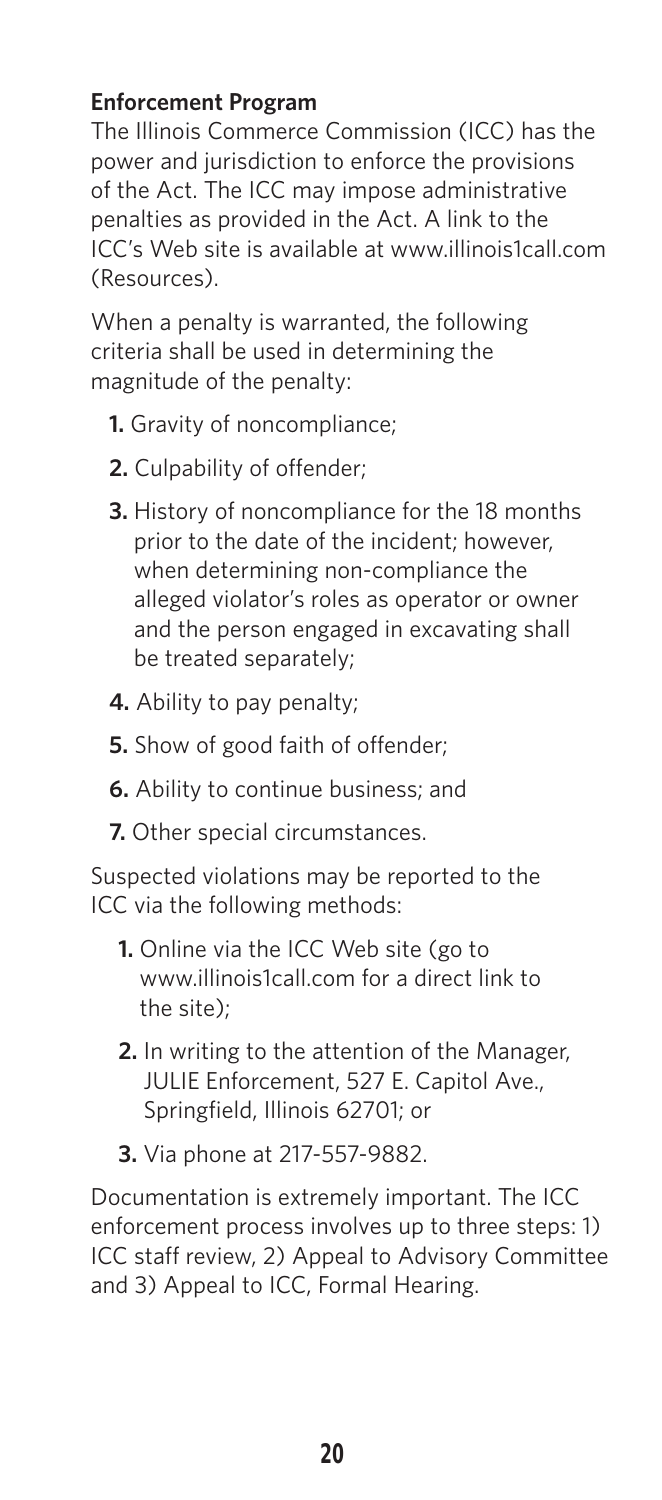**Enforcement Program**

The Illinois Commerce Commission (ICC) has the power and jurisdiction to enforce the provisions of the Act. The ICC may impose administrative penalties as provided in the Act. A link to the ICC's Web site is available at www.illinois1call.com (Resources).

When a penalty is warranted, the following criteria shall be used in determining the magnitude of the penalty:

1. Gravity of noncompliance;
2. Culpability of offender;
3. History of noncompliance for the 18 months prior to the date of the incident; however, when determining non-compliance the alleged violator's roles as operator or owner and the person engaged in excavating shall be treated separately;
4. Ability to pay penalty;
5. Show of good faith of offender;
6. Ability to continue business; and
7. Other special circumstances.

Suspected violations may be reported to the ICC via the following methods:

1. Online via the ICC Web site (go to www.illinois1call.com for a direct link to the site);
2. In writing to the attention of the Manager, JULIE Enforcement, 527 E. Capitol Ave., Springfield, Illinois 62701; or
3. Via phone at 217-557-9882.

Documentation is extremely important. The ICC enforcement process involves up to three steps: 1) ICC staff review, 2) Appeal to Advisory Committee and 3) Appeal to ICC, Formal Hearing.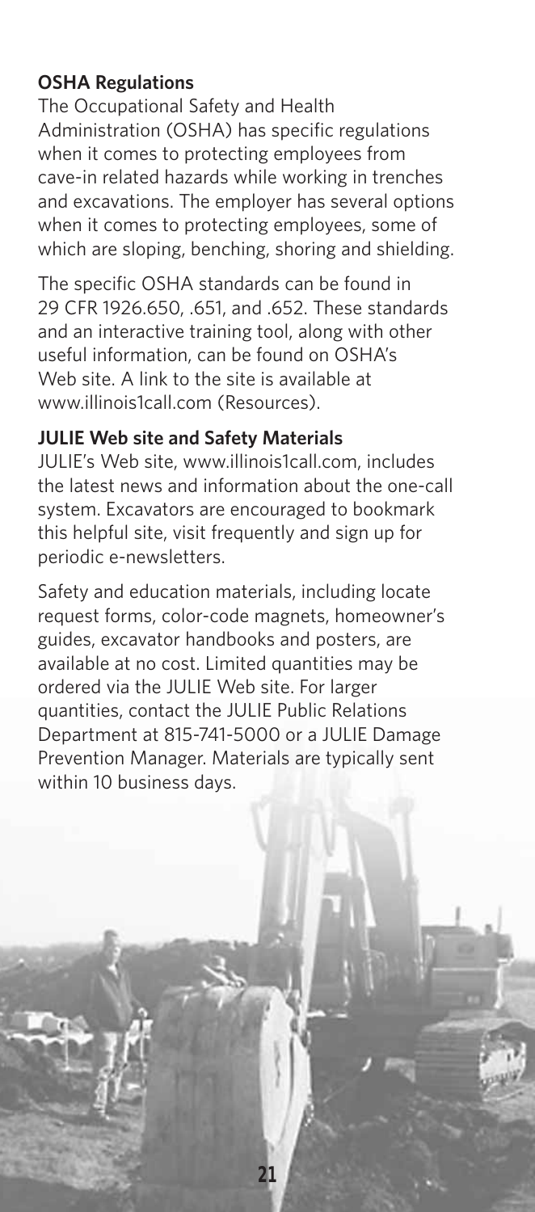**OSHA Regulations**

The Occupational Safety and Health Administration (OSHA) has specific regulations when it comes to protecting employees from cave-in related hazards while working in trenches and excavations. The employer has several options when it comes to protecting employees, some of which are sloping, benching, shoring and shielding.

The specific OSHA standards can be found in 29 CFR 1926.650, .651, and .652. These standards and an interactive training tool, along with other useful information, can be found on OSHA's Web site. A link to the site is available at www.illinois1call.com (Resources).

**JULIE Web site and Safety Materials**

JULIE's Web site, www.illinois1call.com, includes the latest news and information about the one-call system. Excavators are encouraged to bookmark this helpful site, visit frequently and sign up for periodic e-newsletters.

Safety and education materials, including locate request forms, color-code magnets, homeowner's guides, excavator handbooks and posters, are available at no cost. Limited quantities may be ordered via the JULIE Web site. For larger quantities, contact the JULIE Public Relations Department at 815-741-5000 or a JULIE Damage Prevention Manager. Materials are typically sent within 10 business days.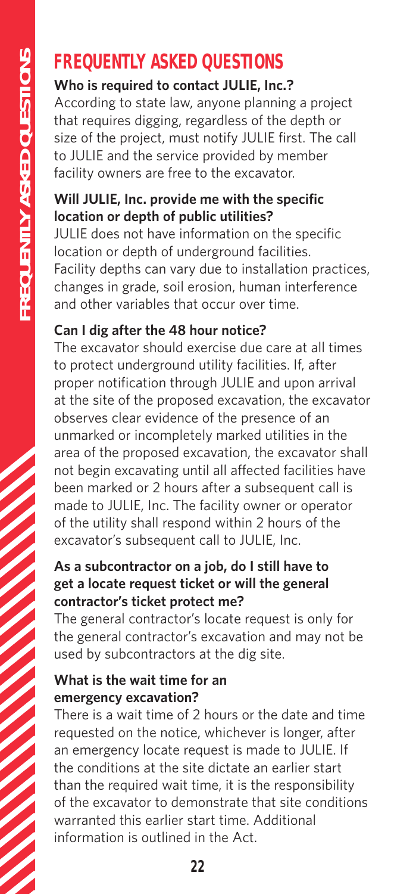# FREQUENTLY ASKED QUESTIONS

**Who is required to contact JULIE, Inc.?**

According to state law, anyone planning a project that requires digging, regardless of the depth or size of the project, must notify JULIE first. The call to JULIE and the service provided by member facility owners are free to the excavator.

**Will JULIE, Inc. provide me with the specific location or depth of public utilities?**

JULIE does not have information on the specific location or depth of underground facilities. Facility depths can vary due to installation practices, changes in grade, soil erosion, human interference and other variables that occur over time.

**Can I dig after the 48 hour notice?**

The excavator should exercise due care at all times to protect underground utility facilities. If, after proper notification through JULIE and upon arrival at the site of the proposed excavation, the excavator observes clear evidence of the presence of an unmarked or incompletely marked utilities in the area of the proposed excavation, the excavator shall not begin excavating until all affected facilities have been marked or 2 hours after a subsequent call is made to JULIE, Inc. The facility owner or operator of the utility shall respond within 2 hours of the excavator's subsequent call to JULIE, Inc.

**As a subcontractor on a job, do I still have to get a locate request ticket or will the general contractor's ticket protect me?**

The general contractor's locate request is only for the general contractor's excavation and may not be used by subcontractors at the dig site.

**What is the wait time for an emergency excavation?**

There is a wait time of 2 hours or the date and time requested on the notice, whichever is longer, after an emergency locate request is made to JULIE. If the conditions at the site dictate an earlier start than the required wait time, it is the responsibility of the excavator to demonstrate that site conditions warranted this earlier start time. Additional information is outlined in the Act.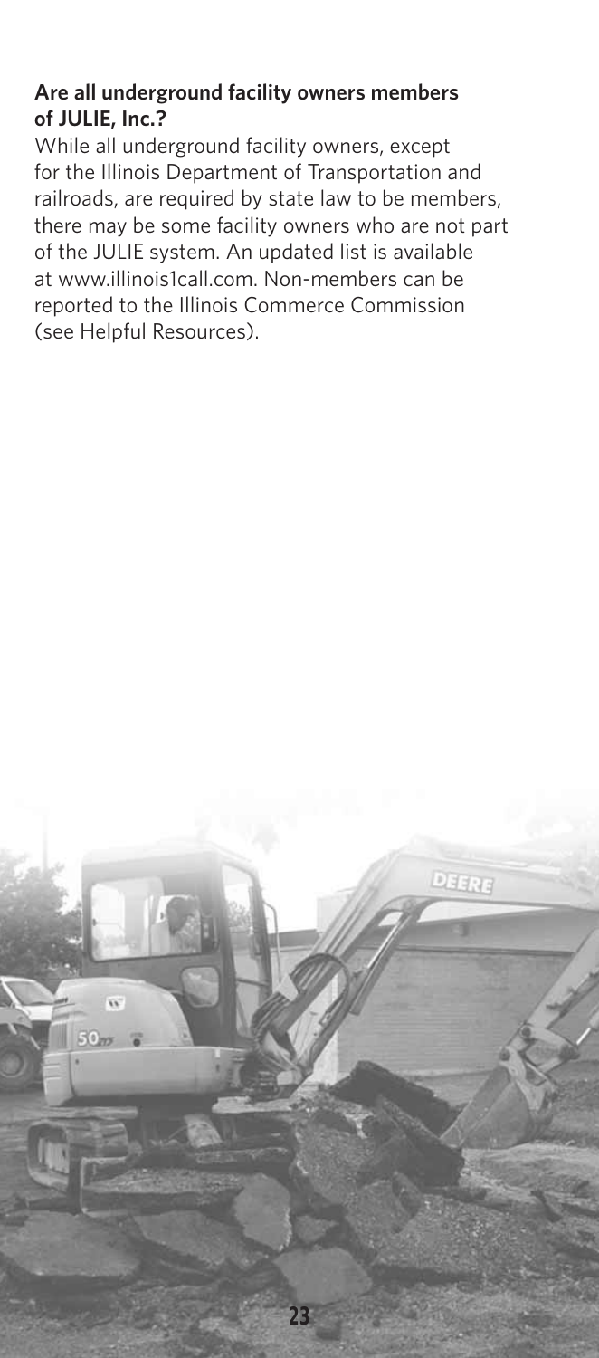**Are all underground facility owners members of JULIE, Inc.?**

While all underground facility owners, except for the Illinois Department of Transportation and railroads, are required by state law to be members, there may be some facility owners who are not part of the JULIE system. An updated list is available at www.illinois1call.com. Non-members can be reported to the Illinois Commerce Commission (see Helpful Resources).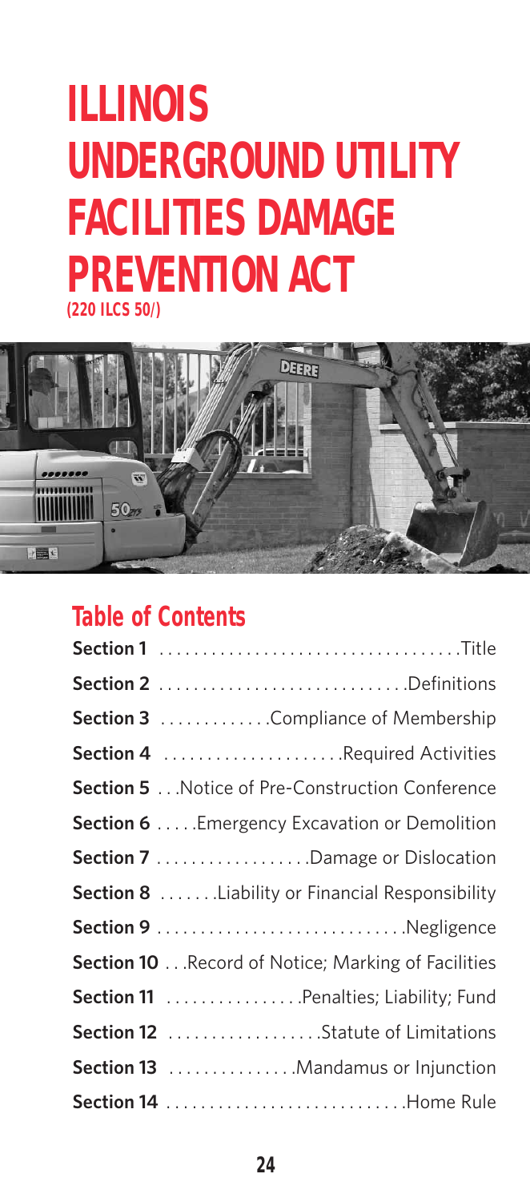# ILLINOIS UNDERGROUND UTILITY FACILITIES DAMAGE PREVENTION ACT

**(220 ILCS 50/)**

## Table of Contents

| Section | Title |
|---|---|
| **Section 1** | Title |
| **Section 2** | Definitions |
| **Section 3** | Compliance of Membership |
| **Section 4** | Required Activities |
| **Section 5** | Notice of Pre-Construction Conference |
| **Section 6** | Emergency Excavation or Demolition |
| **Section 7** | Damage or Dislocation |
| **Section 8** | Liability or Financial Responsibility |
| **Section 9** | Negligence |
| **Section 10** | Record of Notice; Marking of Facilities |
| **Section 11** | Penalties; Liability; Fund |
| **Section 12** | Statute of Limitations |
| **Section 13** | Mandamus or Injunction |
| **Section 14** | Home Rule |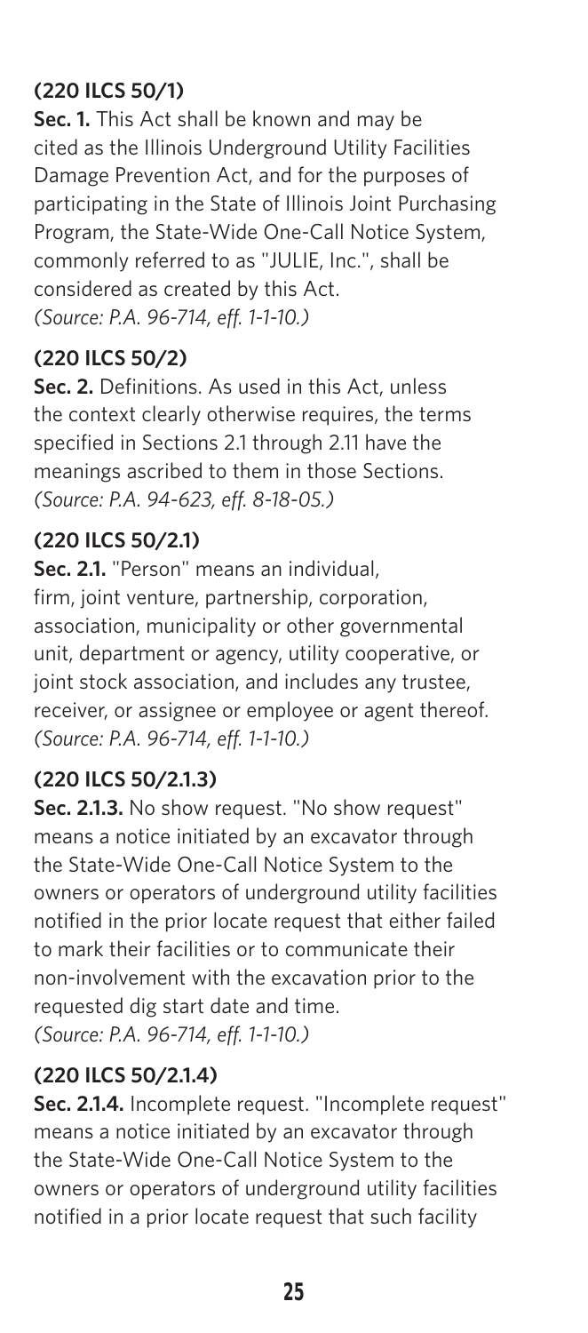**(220 ILCS 50/1)**

**Sec. 1.** This Act shall be known and may be cited as the Illinois Underground Utility Facilities Damage Prevention Act, and for the purposes of participating in the State of Illinois Joint Purchasing Program, the State-Wide One-Call Notice System, commonly referred to as "JULIE, Inc.", shall be considered as created by this Act.
*(Source: P.A. 96-714, eff. 1-1-10.)*

**(220 ILCS 50/2)**

**Sec. 2.** Definitions. As used in this Act, unless the context clearly otherwise requires, the terms specified in Sections 2.1 through 2.11 have the meanings ascribed to them in those Sections.
*(Source: P.A. 94-623, eff. 8-18-05.)*

**(220 ILCS 50/2.1)**

**Sec. 2.1.** "Person" means an individual, firm, joint venture, partnership, corporation, association, municipality or other governmental unit, department or agency, utility cooperative, or joint stock association, and includes any trustee, receiver, or assignee or employee or agent thereof.
*(Source: P.A. 96-714, eff. 1-1-10.)*

**(220 ILCS 50/2.1.3)**

**Sec. 2.1.3.** No show request. "No show request" means a notice initiated by an excavator through the State-Wide One-Call Notice System to the owners or operators of underground utility facilities notified in the prior locate request that either failed to mark their facilities or to communicate their non-involvement with the excavation prior to the requested dig start date and time.
*(Source: P.A. 96-714, eff. 1-1-10.)*

**(220 ILCS 50/2.1.4)**

**Sec. 2.1.4.** Incomplete request. "Incomplete request" means a notice initiated by an excavator through the State-Wide One-Call Notice System to the owners or operators of underground utility facilities notified in a prior locate request that such facility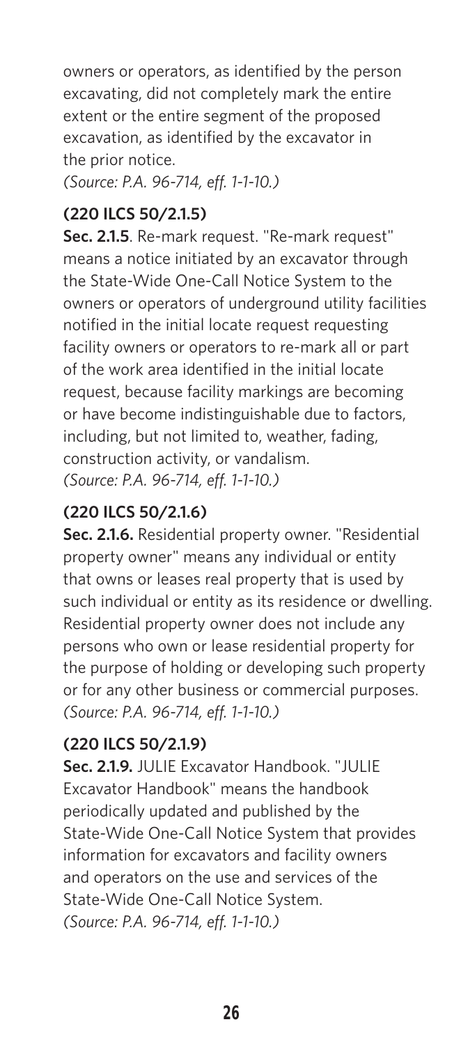owners or operators, as identified by the person excavating, did not completely mark the entire extent or the entire segment of the proposed excavation, as identified by the excavator in the prior notice.
*(Source: P.A. 96-714, eff. 1-1-10.)*

**(220 ILCS 50/2.1.5)**

**Sec. 2.1.5**. Re-mark request. "Re-mark request" means a notice initiated by an excavator through the State-Wide One-Call Notice System to the owners or operators of underground utility facilities notified in the initial locate request requesting facility owners or operators to re-mark all or part of the work area identified in the initial locate request, because facility markings are becoming or have become indistinguishable due to factors, including, but not limited to, weather, fading, construction activity, or vandalism.
*(Source: P.A. 96-714, eff. 1-1-10.)*

**(220 ILCS 50/2.1.6)**

**Sec. 2.1.6.** Residential property owner. "Residential property owner" means any individual or entity that owns or leases real property that is used by such individual or entity as its residence or dwelling. Residential property owner does not include any persons who own or lease residential property for the purpose of holding or developing such property or for any other business or commercial purposes.
*(Source: P.A. 96-714, eff. 1-1-10.)*

**(220 ILCS 50/2.1.9)**

**Sec. 2.1.9.** JULIE Excavator Handbook. "JULIE Excavator Handbook" means the handbook periodically updated and published by the State-Wide One-Call Notice System that provides information for excavators and facility owners and operators on the use and services of the State-Wide One-Call Notice System.
*(Source: P.A. 96-714, eff. 1-1-10.)*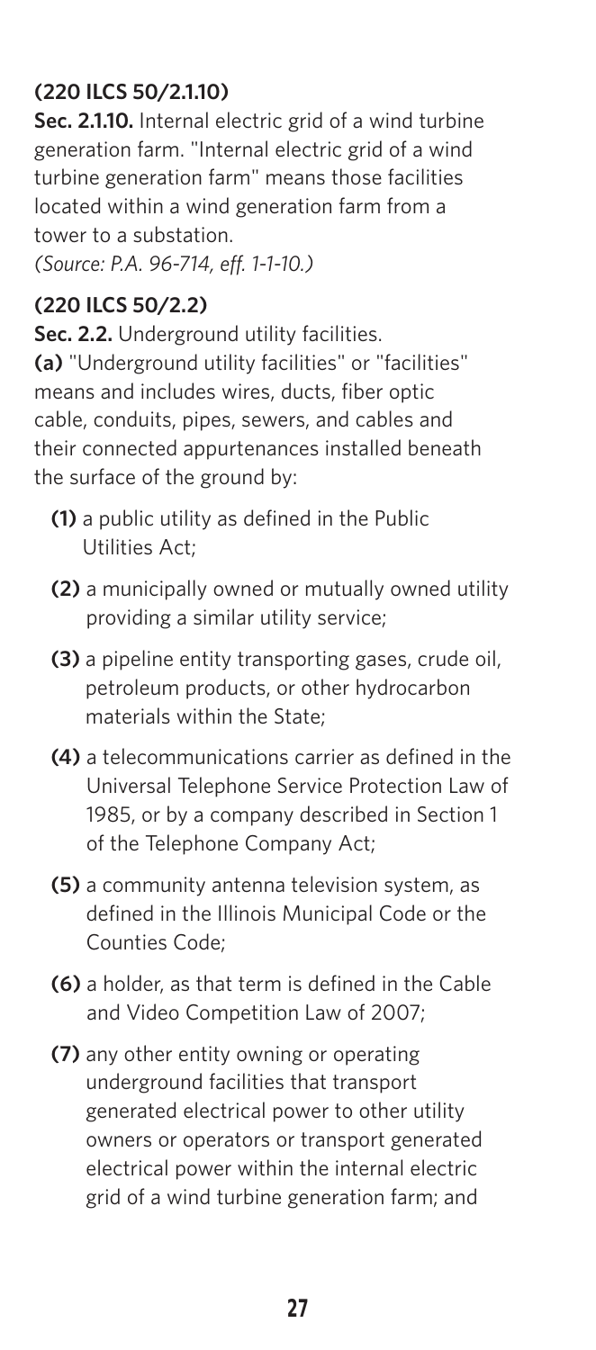**(220 ILCS 50/2.1.10)**

**Sec. 2.1.10.** Internal electric grid of a wind turbine generation farm. "Internal electric grid of a wind turbine generation farm" means those facilities located within a wind generation farm from a tower to a substation.
*(Source: P.A. 96-714, eff. 1-1-10.)*

**(220 ILCS 50/2.2)**

**Sec. 2.2.** Underground utility facilities.
**(a)** "Underground utility facilities" or "facilities" means and includes wires, ducts, fiber optic cable, conduits, pipes, sewers, and cables and their connected appurtenances installed beneath the surface of the ground by:

- **(1)** a public utility as defined in the Public Utilities Act;
- **(2)** a municipally owned or mutually owned utility providing a similar utility service;
- **(3)** a pipeline entity transporting gases, crude oil, petroleum products, or other hydrocarbon materials within the State;
- **(4)** a telecommunications carrier as defined in the Universal Telephone Service Protection Law of 1985, or by a company described in Section 1 of the Telephone Company Act;
- **(5)** a community antenna television system, as defined in the Illinois Municipal Code or the Counties Code;
- **(6)** a holder, as that term is defined in the Cable and Video Competition Law of 2007;
- **(7)** any other entity owning or operating underground facilities that transport generated electrical power to other utility owners or operators or transport generated electrical power within the internal electric grid of a wind turbine generation farm; and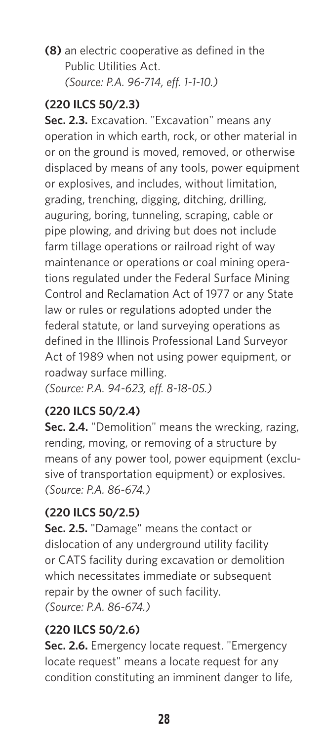**(8)** an electric cooperative as defined in the Public Utilities Act.
*(Source: P.A. 96-714, eff. 1-1-10.)*

**(220 ILCS 50/2.3)**

**Sec. 2.3.** Excavation. "Excavation" means any operation in which earth, rock, or other material in or on the ground is moved, removed, or otherwise displaced by means of any tools, power equipment or explosives, and includes, without limitation, grading, trenching, digging, ditching, drilling, auguring, boring, tunneling, scraping, cable or pipe plowing, and driving but does not include farm tillage operations or railroad right of way maintenance or operations or coal mining operations regulated under the Federal Surface Mining Control and Reclamation Act of 1977 or any State law or rules or regulations adopted under the federal statute, or land surveying operations as defined in the Illinois Professional Land Surveyor Act of 1989 when not using power equipment, or roadway surface milling.
*(Source: P.A. 94-623, eff. 8-18-05.)*

**(220 ILCS 50/2.4)**

**Sec. 2.4.** "Demolition" means the wrecking, razing, rending, moving, or removing of a structure by means of any power tool, power equipment (exclusive of transportation equipment) or explosives.
*(Source: P.A. 86-674.)*

**(220 ILCS 50/2.5)**

**Sec. 2.5.** "Damage" means the contact or dislocation of any underground utility facility or CATS facility during excavation or demolition which necessitates immediate or subsequent repair by the owner of such facility.
*(Source: P.A. 86-674.)*

**(220 ILCS 50/2.6)**

**Sec. 2.6.** Emergency locate request. "Emergency locate request" means a locate request for any condition constituting an imminent danger to life,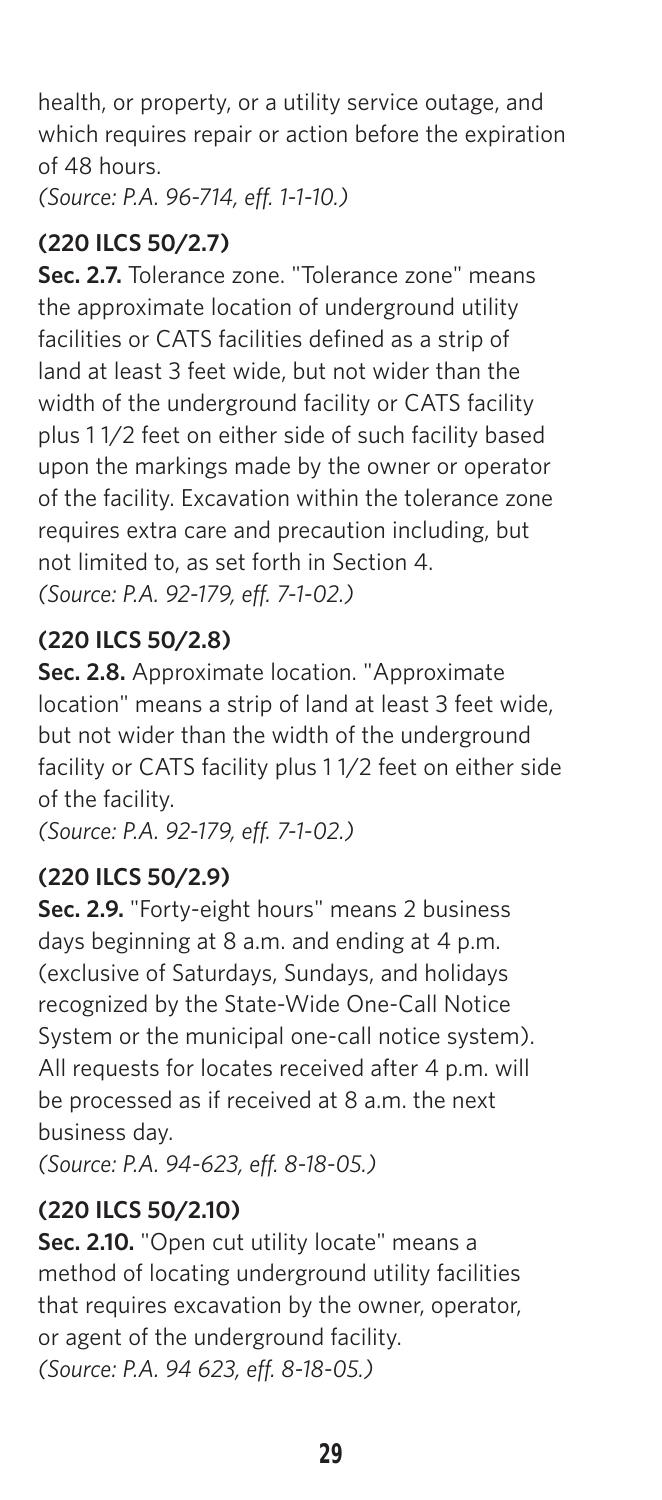health, or property, or a utility service outage, and which requires repair or action before the expiration of 48 hours.
*(Source: P.A. 96-714, eff. 1-1-10.)*

**(220 ILCS 50/2.7)**

**Sec. 2.7.** Tolerance zone. "Tolerance zone" means the approximate location of underground utility facilities or CATS facilities defined as a strip of land at least 3 feet wide, but not wider than the width of the underground facility or CATS facility plus 1 1/2 feet on either side of such facility based upon the markings made by the owner or operator of the facility. Excavation within the tolerance zone requires extra care and precaution including, but not limited to, as set forth in Section 4.
*(Source: P.A. 92-179, eff. 7-1-02.)*

**(220 ILCS 50/2.8)**

**Sec. 2.8.** Approximate location. "Approximate location" means a strip of land at least 3 feet wide, but not wider than the width of the underground facility or CATS facility plus 1 1/2 feet on either side of the facility.
*(Source: P.A. 92-179, eff. 7-1-02.)*

**(220 ILCS 50/2.9)**

**Sec. 2.9.** "Forty-eight hours" means 2 business days beginning at 8 a.m. and ending at 4 p.m. (exclusive of Saturdays, Sundays, and holidays recognized by the State-Wide One-Call Notice System or the municipal one-call notice system). All requests for locates received after 4 p.m. will be processed as if received at 8 a.m. the next business day.
*(Source: P.A. 94-623, eff. 8-18-05.)*

**(220 ILCS 50/2.10)**

**Sec. 2.10.** "Open cut utility locate" means a method of locating underground utility facilities that requires excavation by the owner, operator, or agent of the underground facility.
*(Source: P.A. 94 623, eff. 8-18-05.)*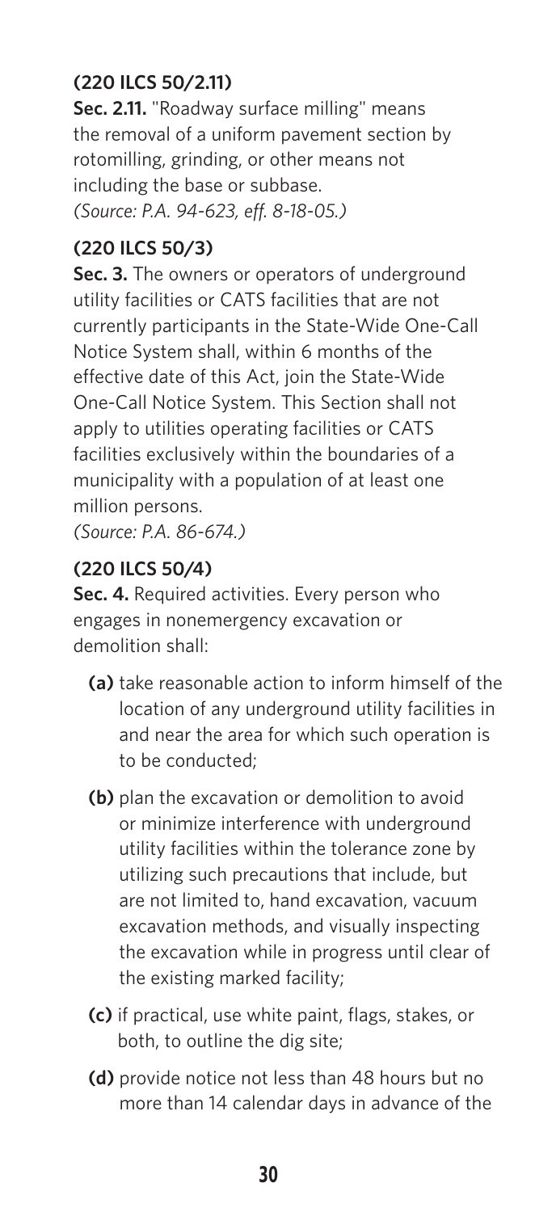**(220 ILCS 50/2.11)**

**Sec. 2.11.** "Roadway surface milling" means the removal of a uniform pavement section by rotomilling, grinding, or other means not including the base or subbase.
*(Source: P.A. 94-623, eff. 8-18-05.)*

**(220 ILCS 50/3)**

**Sec. 3.** The owners or operators of underground utility facilities or CATS facilities that are not currently participants in the State-Wide One-Call Notice System shall, within 6 months of the effective date of this Act, join the State-Wide One-Call Notice System. This Section shall not apply to utilities operating facilities or CATS facilities exclusively within the boundaries of a municipality with a population of at least one million persons.
*(Source: P.A. 86-674.)*

**(220 ILCS 50/4)**

**Sec. 4.** Required activities. Every person who engages in nonemergency excavation or demolition shall:

- **(a)** take reasonable action to inform himself of the location of any underground utility facilities in and near the area for which such operation is to be conducted;
- **(b)** plan the excavation or demolition to avoid or minimize interference with underground utility facilities within the tolerance zone by utilizing such precautions that include, but are not limited to, hand excavation, vacuum excavation methods, and visually inspecting the excavation while in progress until clear of the existing marked facility;
- **(c)** if practical, use white paint, flags, stakes, or both, to outline the dig site;
- **(d)** provide notice not less than 48 hours but no more than 14 calendar days in advance of the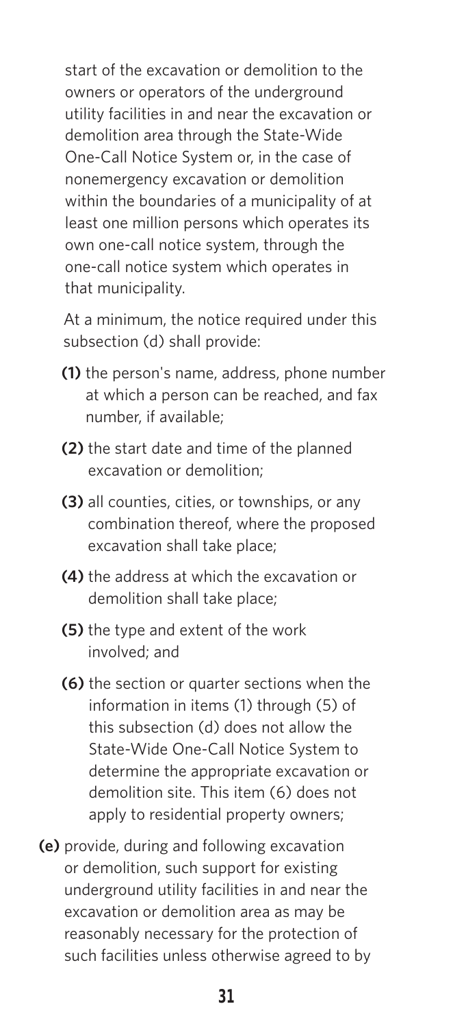start of the excavation or demolition to the owners or operators of the underground utility facilities in and near the excavation or demolition area through the State-Wide One-Call Notice System or, in the case of nonemergency excavation or demolition within the boundaries of a municipality of at least one million persons which operates its own one-call notice system, through the one-call notice system which operates in that municipality.

At a minimum, the notice required under this subsection (d) shall provide:

- **(1)** the person's name, address, phone number at which a person can be reached, and fax number, if available;
- **(2)** the start date and time of the planned excavation or demolition;
- **(3)** all counties, cities, or townships, or any combination thereof, where the proposed excavation shall take place;
- **(4)** the address at which the excavation or demolition shall take place;
- **(5)** the type and extent of the work involved; and
- **(6)** the section or quarter sections when the information in items (1) through (5) of this subsection (d) does not allow the State-Wide One-Call Notice System to determine the appropriate excavation or demolition site. This item (6) does not apply to residential property owners;

**(e)** provide, during and following excavation or demolition, such support for existing underground utility facilities in and near the excavation or demolition area as may be reasonably necessary for the protection of such facilities unless otherwise agreed to by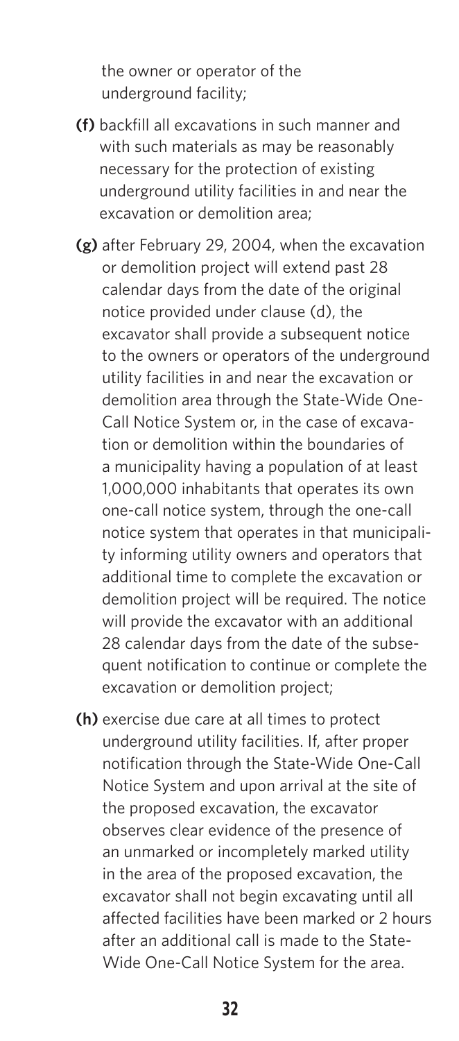the owner or operator of the underground facility;

**(f)** backfill all excavations in such manner and with such materials as may be reasonably necessary for the protection of existing underground utility facilities in and near the excavation or demolition area;

**(g)** after February 29, 2004, when the excavation or demolition project will extend past 28 calendar days from the date of the original notice provided under clause (d), the excavator shall provide a subsequent notice to the owners or operators of the underground utility facilities in and near the excavation or demolition area through the State-Wide One-Call Notice System or, in the case of excavation or demolition within the boundaries of a municipality having a population of at least 1,000,000 inhabitants that operates its own one-call notice system, through the one-call notice system that operates in that municipality informing utility owners and operators that additional time to complete the excavation or demolition project will be required. The notice will provide the excavator with an additional 28 calendar days from the date of the subsequent notification to continue or complete the excavation or demolition project;

**(h)** exercise due care at all times to protect underground utility facilities. If, after proper notification through the State-Wide One-Call Notice System and upon arrival at the site of the proposed excavation, the excavator observes clear evidence of the presence of an unmarked or incompletely marked utility in the area of the proposed excavation, the excavator shall not begin excavating until all affected facilities have been marked or 2 hours after an additional call is made to the State-Wide One-Call Notice System for the area.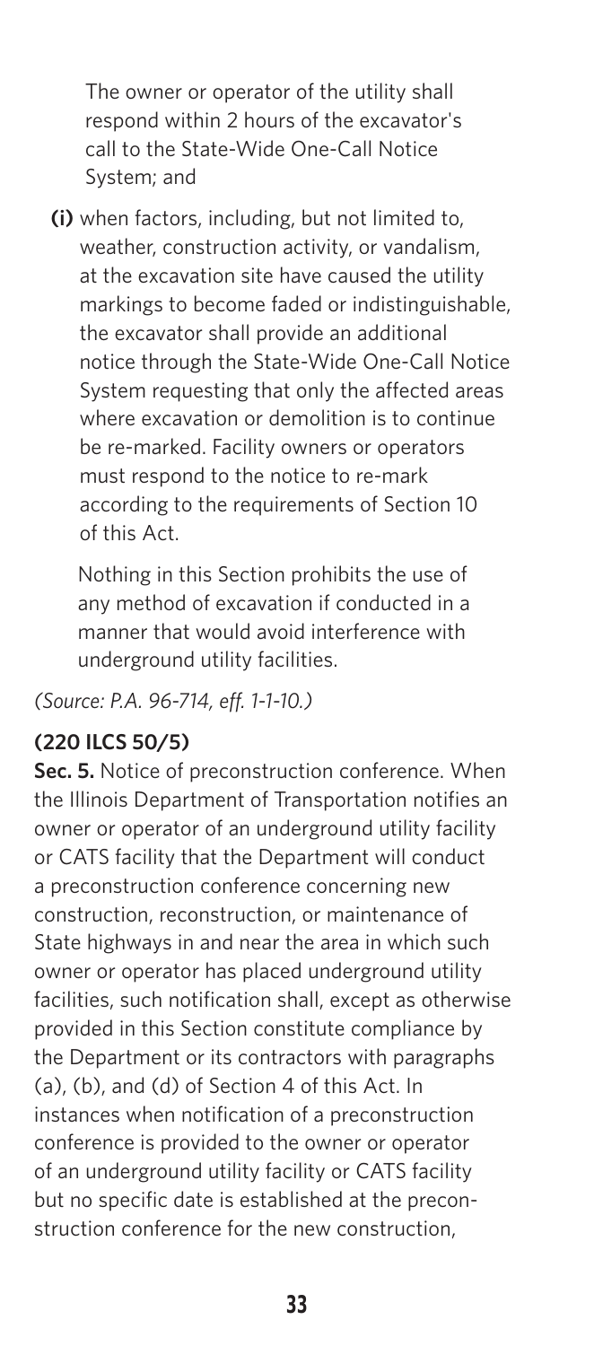The owner or operator of the utility shall respond within 2 hours of the excavator's call to the State-Wide One-Call Notice System; and

**(i)** when factors, including, but not limited to, weather, construction activity, or vandalism, at the excavation site have caused the utility markings to become faded or indistinguishable, the excavator shall provide an additional notice through the State-Wide One-Call Notice System requesting that only the affected areas where excavation or demolition is to continue be re-marked. Facility owners or operators must respond to the notice to re-mark according to the requirements of Section 10 of this Act.

Nothing in this Section prohibits the use of any method of excavation if conducted in a manner that would avoid interference with underground utility facilities.

*(Source: P.A. 96-714, eff. 1-1-10.)*

**(220 ILCS 50/5)**

**Sec. 5.** Notice of preconstruction conference. When the Illinois Department of Transportation notifies an owner or operator of an underground utility facility or CATS facility that the Department will conduct a preconstruction conference concerning new construction, reconstruction, or maintenance of State highways in and near the area in which such owner or operator has placed underground utility facilities, such notification shall, except as otherwise provided in this Section constitute compliance by the Department or its contractors with paragraphs (a), (b), and (d) of Section 4 of this Act. In instances when notification of a preconstruction conference is provided to the owner or operator of an underground utility facility or CATS facility but no specific date is established at the preconstruction conference for the new construction,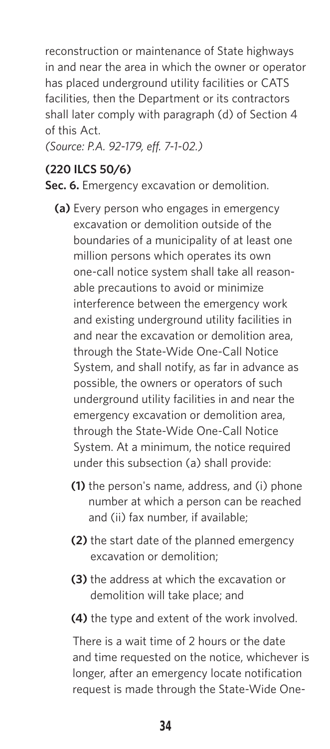reconstruction or maintenance of State highways in and near the area in which the owner or operator has placed underground utility facilities or CATS facilities, then the Department or its contractors shall later comply with paragraph (d) of Section 4 of this Act.

*(Source: P.A. 92-179, eff. 7-1-02.)*

**(220 ILCS 50/6)**

**Sec. 6.** Emergency excavation or demolition.

**(a)** Every person who engages in emergency excavation or demolition outside of the boundaries of a municipality of at least one million persons which operates its own one-call notice system shall take all reasonable precautions to avoid or minimize interference between the emergency work and existing underground utility facilities in and near the excavation or demolition area, through the State-Wide One-Call Notice System, and shall notify, as far in advance as possible, the owners or operators of such underground utility facilities in and near the emergency excavation or demolition area, through the State-Wide One-Call Notice System. At a minimum, the notice required under this subsection (a) shall provide:

**(1)** the person's name, address, and (i) phone number at which a person can be reached and (ii) fax number, if available;

**(2)** the start date of the planned emergency excavation or demolition;

**(3)** the address at which the excavation or demolition will take place; and

**(4)** the type and extent of the work involved.

There is a wait time of 2 hours or the date and time requested on the notice, whichever is longer, after an emergency locate notification request is made through the State-Wide One-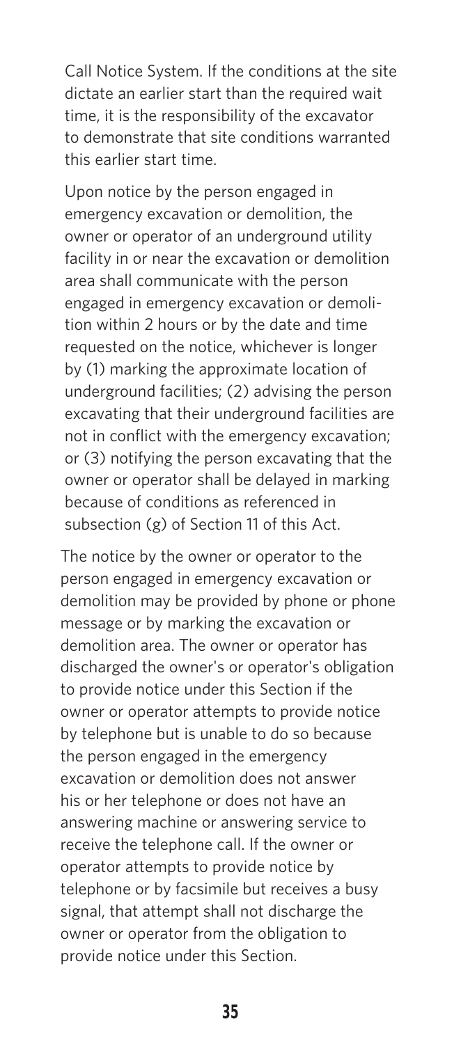Call Notice System. If the conditions at the site dictate an earlier start than the required wait time, it is the responsibility of the excavator to demonstrate that site conditions warranted this earlier start time.

Upon notice by the person engaged in emergency excavation or demolition, the owner or operator of an underground utility facility in or near the excavation or demolition area shall communicate with the person engaged in emergency excavation or demolition within 2 hours or by the date and time requested on the notice, whichever is longer by (1) marking the approximate location of underground facilities; (2) advising the person excavating that their underground facilities are not in conflict with the emergency excavation; or (3) notifying the person excavating that the owner or operator shall be delayed in marking because of conditions as referenced in subsection (g) of Section 11 of this Act.

The notice by the owner or operator to the person engaged in emergency excavation or demolition may be provided by phone or phone message or by marking the excavation or demolition area. The owner or operator has discharged the owner's or operator's obligation to provide notice under this Section if the owner or operator attempts to provide notice by telephone but is unable to do so because the person engaged in the emergency excavation or demolition does not answer his or her telephone or does not have an answering machine or answering service to receive the telephone call. If the owner or operator attempts to provide notice by telephone or by facsimile but receives a busy signal, that attempt shall not discharge the owner or operator from the obligation to provide notice under this Section.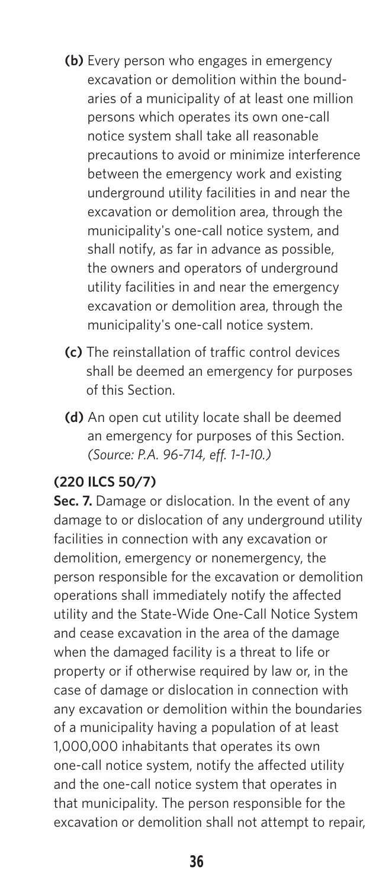**(b)** Every person who engages in emergency excavation or demolition within the boundaries of a municipality of at least one million persons which operates its own one-call notice system shall take all reasonable precautions to avoid or minimize interference between the emergency work and existing underground utility facilities in and near the excavation or demolition area, through the municipality's one-call notice system, and shall notify, as far in advance as possible, the owners and operators of underground utility facilities in and near the emergency excavation or demolition area, through the municipality's one-call notice system.

**(c)** The reinstallation of traffic control devices shall be deemed an emergency for purposes of this Section.

**(d)** An open cut utility locate shall be deemed an emergency for purposes of this Section. *(Source: P.A. 96-714, eff. 1-1-10.)*

**(220 ILCS 50/7)**

**Sec. 7.** Damage or dislocation. In the event of any damage to or dislocation of any underground utility facilities in connection with any excavation or demolition, emergency or nonemergency, the person responsible for the excavation or demolition operations shall immediately notify the affected utility and the State-Wide One-Call Notice System and cease excavation in the area of the damage when the damaged facility is a threat to life or property or if otherwise required by law or, in the case of damage or dislocation in connection with any excavation or demolition within the boundaries of a municipality having a population of at least 1,000,000 inhabitants that operates its own one-call notice system, notify the affected utility and the one-call notice system that operates in that municipality. The person responsible for the excavation or demolition shall not attempt to repair,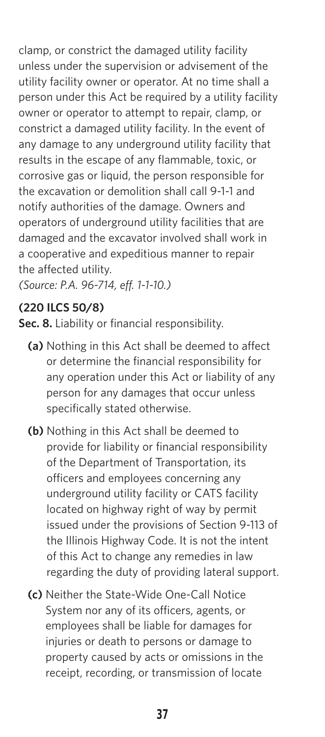clamp, or constrict the damaged utility facility unless under the supervision or advisement of the utility facility owner or operator. At no time shall a person under this Act be required by a utility facility owner or operator to attempt to repair, clamp, or constrict a damaged utility facility. In the event of any damage to any underground utility facility that results in the escape of any flammable, toxic, or corrosive gas or liquid, the person responsible for the excavation or demolition shall call 9-1-1 and notify authorities of the damage. Owners and operators of underground utility facilities that are damaged and the excavator involved shall work in a cooperative and expeditious manner to repair the affected utility.
*(Source: P.A. 96-714, eff. 1-1-10.)*

**(220 ILCS 50/8)**

**Sec. 8.** Liability or financial responsibility.

**(a)** Nothing in this Act shall be deemed to affect or determine the financial responsibility for any operation under this Act or liability of any person for any damages that occur unless specifically stated otherwise.

**(b)** Nothing in this Act shall be deemed to provide for liability or financial responsibility of the Department of Transportation, its officers and employees concerning any underground utility facility or CATS facility located on highway right of way by permit issued under the provisions of Section 9-113 of the Illinois Highway Code. It is not the intent of this Act to change any remedies in law regarding the duty of providing lateral support.

**(c)** Neither the State-Wide One-Call Notice System nor any of its officers, agents, or employees shall be liable for damages for injuries or death to persons or damage to property caused by acts or omissions in the receipt, recording, or transmission of locate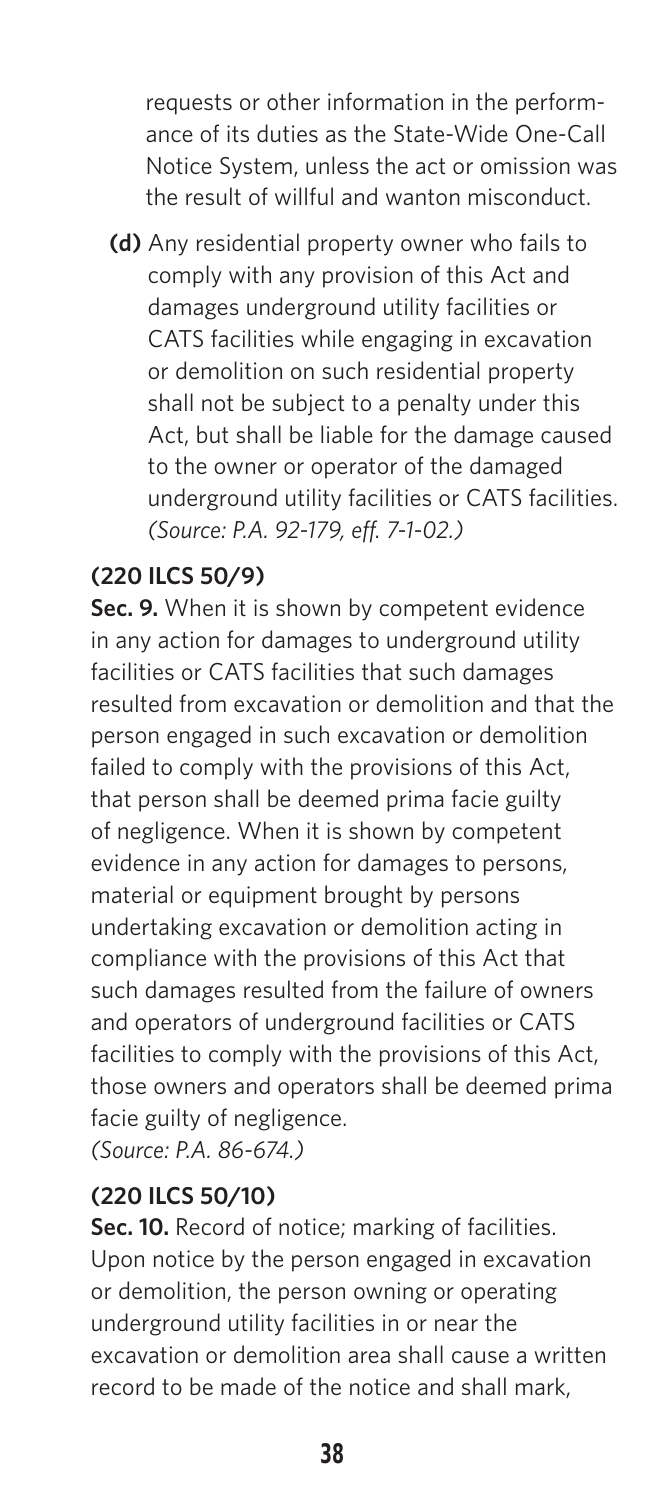requests or other information in the performance of its duties as the State-Wide One-Call Notice System, unless the act or omission was the result of willful and wanton misconduct.

**(d)** Any residential property owner who fails to comply with any provision of this Act and damages underground utility facilities or CATS facilities while engaging in excavation or demolition on such residential property shall not be subject to a penalty under this Act, but shall be liable for the damage caused to the owner or operator of the damaged underground utility facilities or CATS facilities. *(Source: P.A. 92-179, eff. 7-1-02.)*

**(220 ILCS 50/9)**

**Sec. 9.** When it is shown by competent evidence in any action for damages to underground utility facilities or CATS facilities that such damages resulted from excavation or demolition and that the person engaged in such excavation or demolition failed to comply with the provisions of this Act, that person shall be deemed prima facie guilty of negligence. When it is shown by competent evidence in any action for damages to persons, material or equipment brought by persons undertaking excavation or demolition acting in compliance with the provisions of this Act that such damages resulted from the failure of owners and operators of underground facilities or CATS facilities to comply with the provisions of this Act, those owners and operators shall be deemed prima facie guilty of negligence.
*(Source: P.A. 86-674.)*

**(220 ILCS 50/10)**

**Sec. 10.** Record of notice; marking of facilities. Upon notice by the person engaged in excavation or demolition, the person owning or operating underground utility facilities in or near the excavation or demolition area shall cause a written record to be made of the notice and shall mark,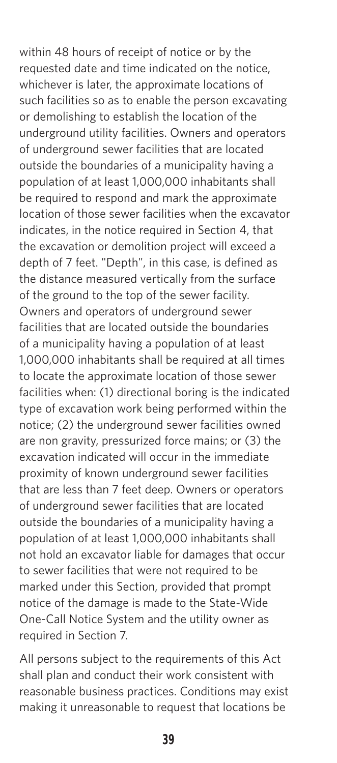within 48 hours of receipt of notice or by the requested date and time indicated on the notice, whichever is later, the approximate locations of such facilities so as to enable the person excavating or demolishing to establish the location of the underground utility facilities. Owners and operators of underground sewer facilities that are located outside the boundaries of a municipality having a population of at least 1,000,000 inhabitants shall be required to respond and mark the approximate location of those sewer facilities when the excavator indicates, in the notice required in Section 4, that the excavation or demolition project will exceed a depth of 7 feet. "Depth", in this case, is defined as the distance measured vertically from the surface of the ground to the top of the sewer facility. Owners and operators of underground sewer facilities that are located outside the boundaries of a municipality having a population of at least 1,000,000 inhabitants shall be required at all times to locate the approximate location of those sewer facilities when: (1) directional boring is the indicated type of excavation work being performed within the notice; (2) the underground sewer facilities owned are non gravity, pressurized force mains; or (3) the excavation indicated will occur in the immediate proximity of known underground sewer facilities that are less than 7 feet deep. Owners or operators of underground sewer facilities that are located outside the boundaries of a municipality having a population of at least 1,000,000 inhabitants shall not hold an excavator liable for damages that occur to sewer facilities that were not required to be marked under this Section, provided that prompt notice of the damage is made to the State-Wide One-Call Notice System and the utility owner as required in Section 7.

All persons subject to the requirements of this Act shall plan and conduct their work consistent with reasonable business practices. Conditions may exist making it unreasonable to request that locations be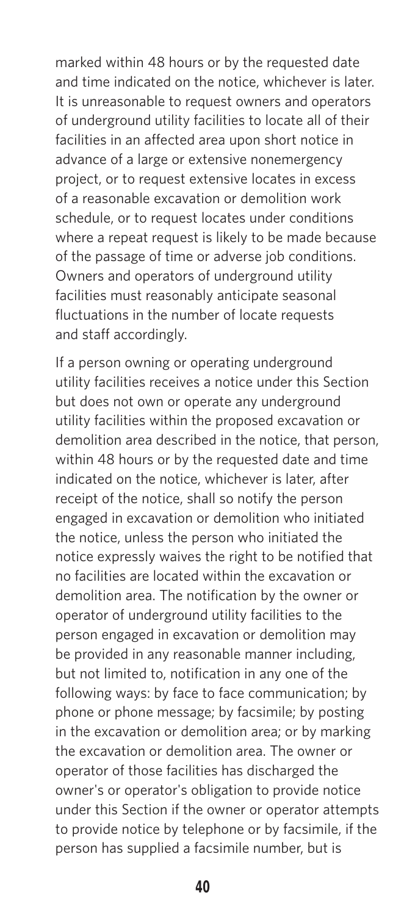marked within 48 hours or by the requested date and time indicated on the notice, whichever is later. It is unreasonable to request owners and operators of underground utility facilities to locate all of their facilities in an affected area upon short notice in advance of a large or extensive nonemergency project, or to request extensive locates in excess of a reasonable excavation or demolition work schedule, or to request locates under conditions where a repeat request is likely to be made because of the passage of time or adverse job conditions. Owners and operators of underground utility facilities must reasonably anticipate seasonal fluctuations in the number of locate requests and staff accordingly.

If a person owning or operating underground utility facilities receives a notice under this Section but does not own or operate any underground utility facilities within the proposed excavation or demolition area described in the notice, that person, within 48 hours or by the requested date and time indicated on the notice, whichever is later, after receipt of the notice, shall so notify the person engaged in excavation or demolition who initiated the notice, unless the person who initiated the notice expressly waives the right to be notified that no facilities are located within the excavation or demolition area. The notification by the owner or operator of underground utility facilities to the person engaged in excavation or demolition may be provided in any reasonable manner including, but not limited to, notification in any one of the following ways: by face to face communication; by phone or phone message; by facsimile; by posting in the excavation or demolition area; or by marking the excavation or demolition area. The owner or operator of those facilities has discharged the owner's or operator's obligation to provide notice under this Section if the owner or operator attempts to provide notice by telephone or by facsimile, if the person has supplied a facsimile number, but is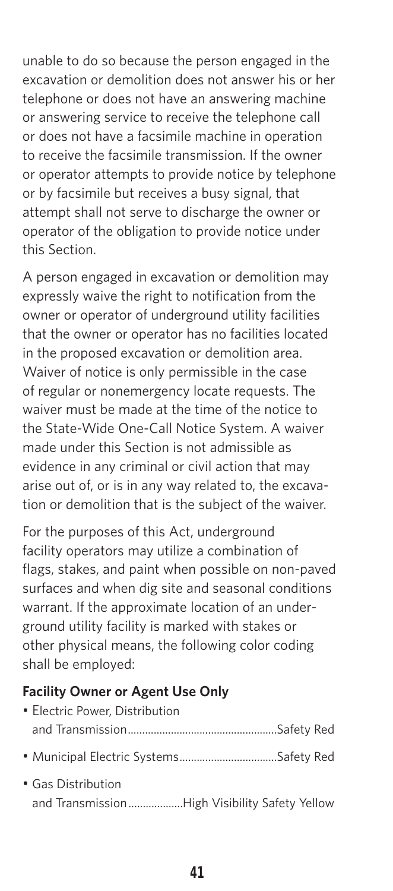unable to do so because the person engaged in the excavation or demolition does not answer his or her telephone or does not have an answering machine or answering service to receive the telephone call or does not have a facsimile machine in operation to receive the facsimile transmission. If the owner or operator attempts to provide notice by telephone or by facsimile but receives a busy signal, that attempt shall not serve to discharge the owner or operator of the obligation to provide notice under this Section.

A person engaged in excavation or demolition may expressly waive the right to notification from the owner or operator of underground utility facilities that the owner or operator has no facilities located in the proposed excavation or demolition area. Waiver of notice is only permissible in the case of regular or nonemergency locate requests. The waiver must be made at the time of the notice to the State-Wide One-Call Notice System. A waiver made under this Section is not admissible as evidence in any criminal or civil action that may arise out of, or is in any way related to, the excavation or demolition that is the subject of the waiver.

For the purposes of this Act, underground facility operators may utilize a combination of flags, stakes, and paint when possible on non-paved surfaces and when dig site and seasonal conditions warrant. If the approximate location of an underground utility facility is marked with stakes or other physical means, the following color coding shall be employed:

**Facility Owner or Agent Use Only**

- Electric Power, Distribution and Transmission....................Safety Red
- Municipal Electric Systems....................Safety Red
- Gas Distribution and Transmission....................High Visibility Safety Yellow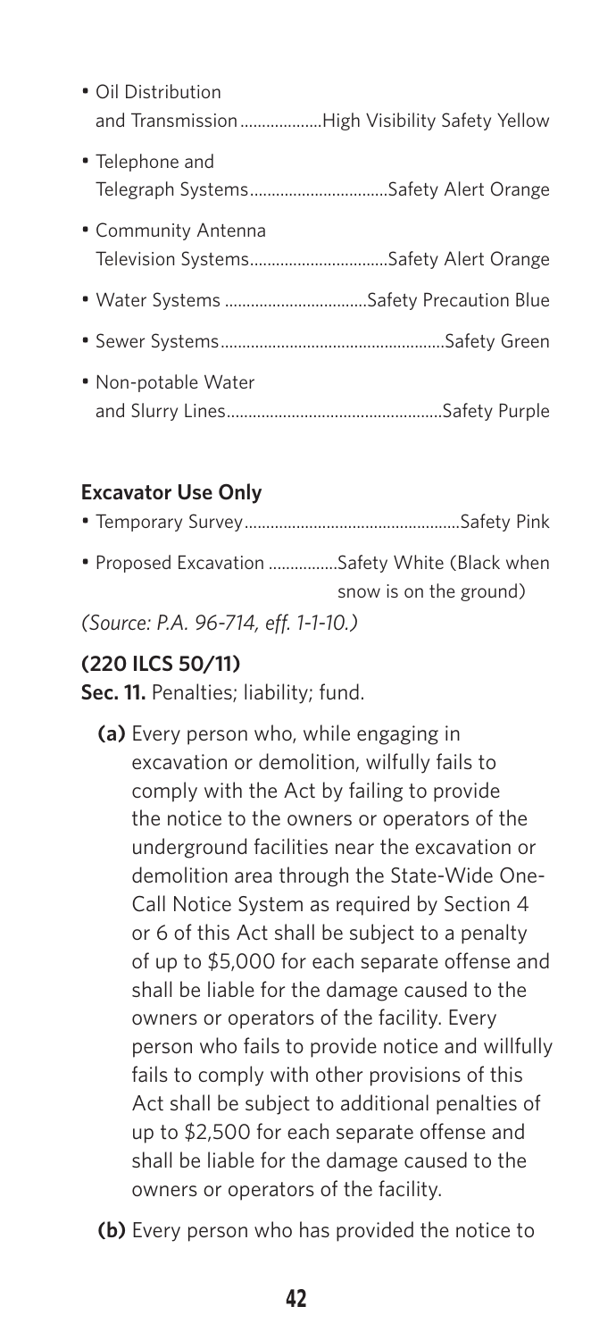- Oil Distribution and Transmission...................High Visibility Safety Yellow
- Telephone and Telegraph Systems................................Safety Alert Orange
- Community Antenna Television Systems................................Safety Alert Orange
- Water Systems .................................Safety Precaution Blue
- Sewer Systems....................................................Safety Green
- Non-potable Water and Slurry Lines..................................................Safety Purple

**Excavator Use Only**

- Temporary Survey..................................................Safety Pink
- Proposed Excavation ................Safety White (Black when snow is on the ground)

*(Source: P.A. 96-714, eff. 1-1-10.)*

**(220 ILCS 50/11)**

**Sec. 11.** Penalties; liability; fund.

**(a)** Every person who, while engaging in excavation or demolition, wilfully fails to comply with the Act by failing to provide the notice to the owners or operators of the underground facilities near the excavation or demolition area through the State-Wide One-Call Notice System as required by Section 4 or 6 of this Act shall be subject to a penalty of up to $5,000 for each separate offense and shall be liable for the damage caused to the owners or operators of the facility. Every person who fails to provide notice and willfully fails to comply with other provisions of this Act shall be subject to additional penalties of up to $2,500 for each separate offense and shall be liable for the damage caused to the owners or operators of the facility.

**(b)** Every person who has provided the notice to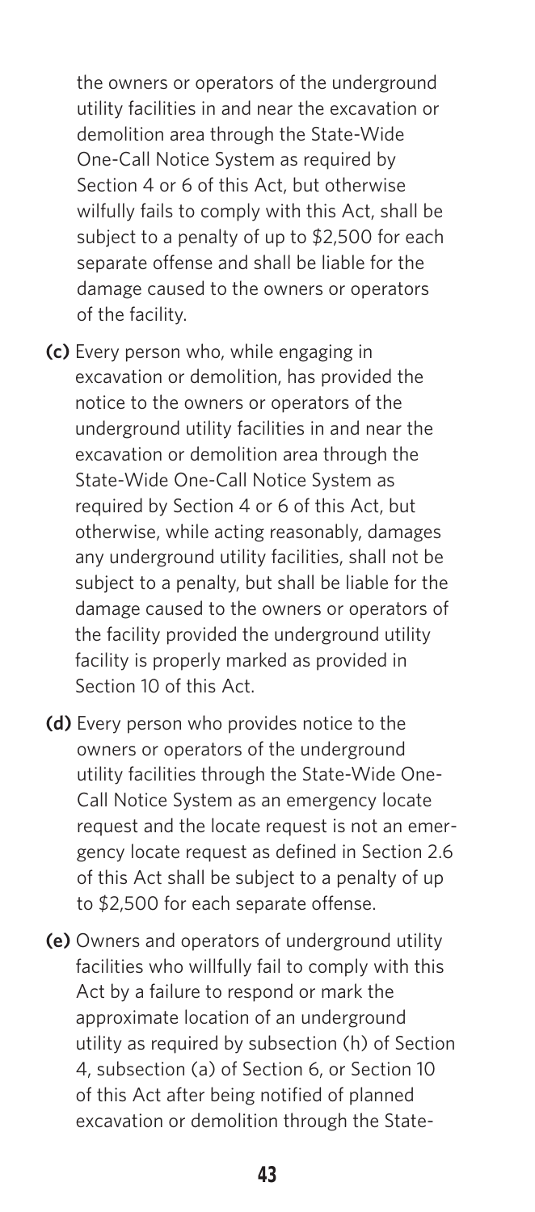the owners or operators of the underground utility facilities in and near the excavation or demolition area through the State-Wide One-Call Notice System as required by Section 4 or 6 of this Act, but otherwise wilfully fails to comply with this Act, shall be subject to a penalty of up to $2,500 for each separate offense and shall be liable for the damage caused to the owners or operators of the facility.

**(c)** Every person who, while engaging in excavation or demolition, has provided the notice to the owners or operators of the underground utility facilities in and near the excavation or demolition area through the State-Wide One-Call Notice System as required by Section 4 or 6 of this Act, but otherwise, while acting reasonably, damages any underground utility facilities, shall not be subject to a penalty, but shall be liable for the damage caused to the owners or operators of the facility provided the underground utility facility is properly marked as provided in Section 10 of this Act.

**(d)** Every person who provides notice to the owners or operators of the underground utility facilities through the State-Wide One-Call Notice System as an emergency locate request and the locate request is not an emergency locate request as defined in Section 2.6 of this Act shall be subject to a penalty of up to $2,500 for each separate offense.

**(e)** Owners and operators of underground utility facilities who willfully fail to comply with this Act by a failure to respond or mark the approximate location of an underground utility as required by subsection (h) of Section 4, subsection (a) of Section 6, or Section 10 of this Act after being notified of planned excavation or demolition through the State-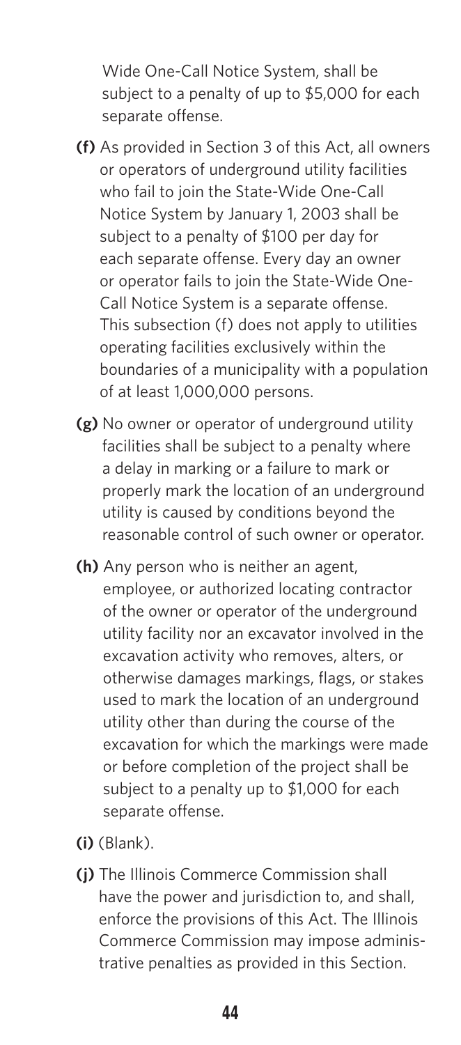Wide One-Call Notice System, shall be subject to a penalty of up to $5,000 for each separate offense.

**(f)** As provided in Section 3 of this Act, all owners or operators of underground utility facilities who fail to join the State-Wide One-Call Notice System by January 1, 2003 shall be subject to a penalty of $100 per day for each separate offense. Every day an owner or operator fails to join the State-Wide One-Call Notice System is a separate offense. This subsection (f) does not apply to utilities operating facilities exclusively within the boundaries of a municipality with a population of at least 1,000,000 persons.

**(g)** No owner or operator of underground utility facilities shall be subject to a penalty where a delay in marking or a failure to mark or properly mark the location of an underground utility is caused by conditions beyond the reasonable control of such owner or operator.

**(h)** Any person who is neither an agent, employee, or authorized locating contractor of the owner or operator of the underground utility facility nor an excavator involved in the excavation activity who removes, alters, or otherwise damages markings, flags, or stakes used to mark the location of an underground utility other than during the course of the excavation for which the markings were made or before completion of the project shall be subject to a penalty up to $1,000 for each separate offense.

**(i)** (Blank).

**(j)** The Illinois Commerce Commission shall have the power and jurisdiction to, and shall, enforce the provisions of this Act. The Illinois Commerce Commission may impose administrative penalties as provided in this Section.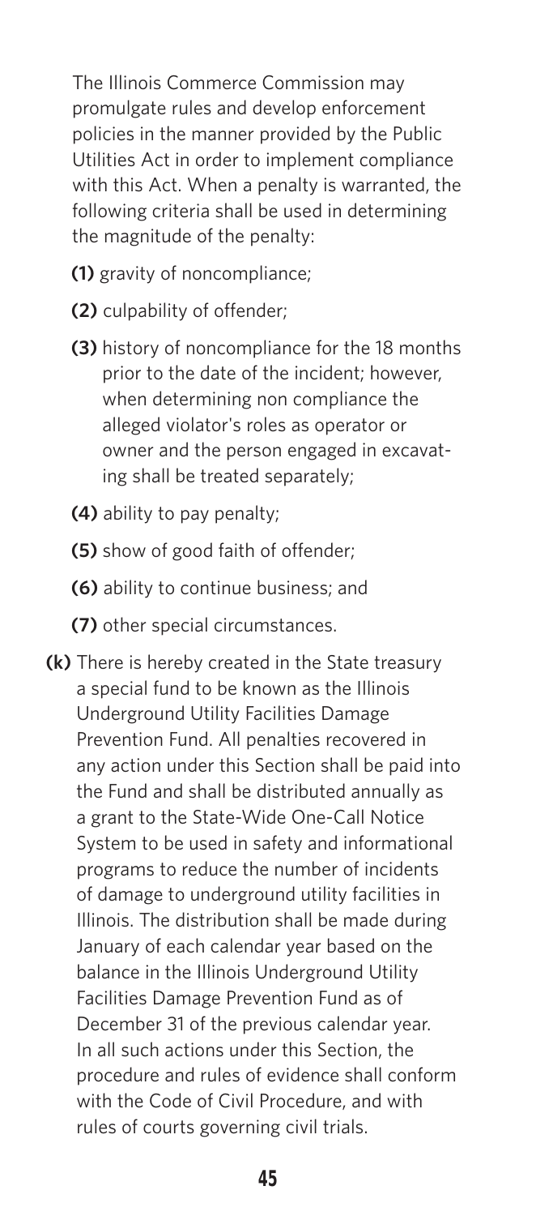The Illinois Commerce Commission may promulgate rules and develop enforcement policies in the manner provided by the Public Utilities Act in order to implement compliance with this Act. When a penalty is warranted, the following criteria shall be used in determining the magnitude of the penalty:

- **(1)** gravity of noncompliance;
- **(2)** culpability of offender;
- **(3)** history of noncompliance for the 18 months prior to the date of the incident; however, when determining non compliance the alleged violator's roles as operator or owner and the person engaged in excavating shall be treated separately;
- **(4)** ability to pay penalty;
- **(5)** show of good faith of offender;
- **(6)** ability to continue business; and
- **(7)** other special circumstances.

**(k)** There is hereby created in the State treasury a special fund to be known as the Illinois Underground Utility Facilities Damage Prevention Fund. All penalties recovered in any action under this Section shall be paid into the Fund and shall be distributed annually as a grant to the State-Wide One-Call Notice System to be used in safety and informational programs to reduce the number of incidents of damage to underground utility facilities in Illinois. The distribution shall be made during January of each calendar year based on the balance in the Illinois Underground Utility Facilities Damage Prevention Fund as of December 31 of the previous calendar year. In all such actions under this Section, the procedure and rules of evidence shall conform with the Code of Civil Procedure, and with rules of courts governing civil trials.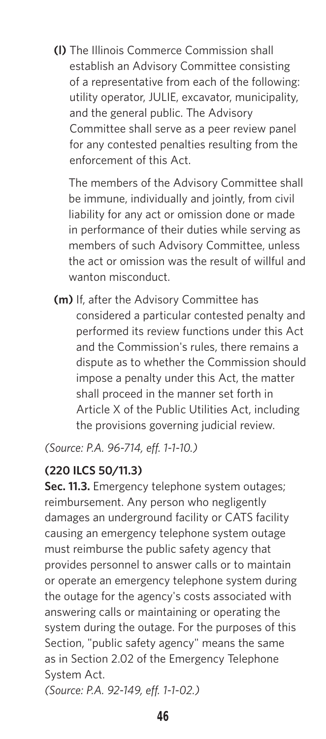**(l)** The Illinois Commerce Commission shall establish an Advisory Committee consisting of a representative from each of the following: utility operator, JULIE, excavator, municipality, and the general public. The Advisory Committee shall serve as a peer review panel for any contested penalties resulting from the enforcement of this Act.

The members of the Advisory Committee shall be immune, individually and jointly, from civil liability for any act or omission done or made in performance of their duties while serving as members of such Advisory Committee, unless the act or omission was the result of willful and wanton misconduct.

**(m)** If, after the Advisory Committee has considered a particular contested penalty and performed its review functions under this Act and the Commission's rules, there remains a dispute as to whether the Commission should impose a penalty under this Act, the matter shall proceed in the manner set forth in Article X of the Public Utilities Act, including the provisions governing judicial review.

*(Source: P.A. 96-714, eff. 1-1-10.)*

**(220 ILCS 50/11.3)**

**Sec. 11.3.** Emergency telephone system outages; reimbursement. Any person who negligently damages an underground facility or CATS facility causing an emergency telephone system outage must reimburse the public safety agency that provides personnel to answer calls or to maintain or operate an emergency telephone system during the outage for the agency's costs associated with answering calls or maintaining or operating the system during the outage. For the purposes of this Section, "public safety agency" means the same as in Section 2.02 of the Emergency Telephone System Act.

*(Source: P.A. 92-149, eff. 1-1-02.)*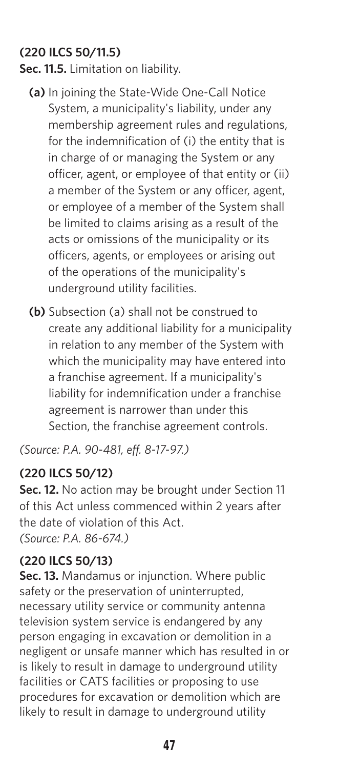**(220 ILCS 50/11.5)**

**Sec. 11.5.** Limitation on liability.

**(a)** In joining the State-Wide One-Call Notice System, a municipality's liability, under any membership agreement rules and regulations, for the indemnification of (i) the entity that is in charge of or managing the System or any officer, agent, or employee of that entity or (ii) a member of the System or any officer, agent, or employee of a member of the System shall be limited to claims arising as a result of the acts or omissions of the municipality or its officers, agents, or employees or arising out of the operations of the municipality's underground utility facilities.

**(b)** Subsection (a) shall not be construed to create any additional liability for a municipality in relation to any member of the System with which the municipality may have entered into a franchise agreement. If a municipality's liability for indemnification under a franchise agreement is narrower than under this Section, the franchise agreement controls.

*(Source: P.A. 90-481, eff. 8-17-97.)*

**(220 ILCS 50/12)**

**Sec. 12.** No action may be brought under Section 11 of this Act unless commenced within 2 years after the date of violation of this Act.
*(Source: P.A. 86-674.)*

**(220 ILCS 50/13)**

**Sec. 13.** Mandamus or injunction. Where public safety or the preservation of uninterrupted, necessary utility service or community antenna television system service is endangered by any person engaging in excavation or demolition in a negligent or unsafe manner which has resulted in or is likely to result in damage to underground utility facilities or CATS facilities or proposing to use procedures for excavation or demolition which are likely to result in damage to underground utility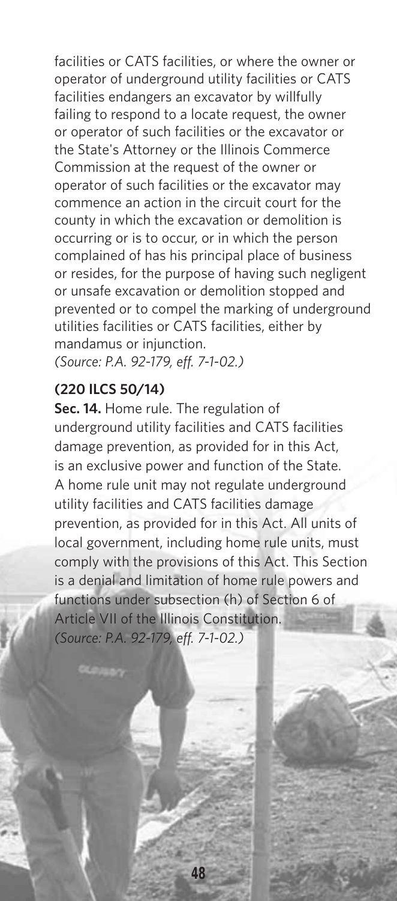facilities or CATS facilities, or where the owner or operator of underground utility facilities or CATS facilities endangers an excavator by willfully failing to respond to a locate request, the owner or operator of such facilities or the excavator or the State's Attorney or the Illinois Commerce Commission at the request of the owner or operator of such facilities or the excavator may commence an action in the circuit court for the county in which the excavation or demolition is occurring or is to occur, or in which the person complained of has his principal place of business or resides, for the purpose of having such negligent or unsafe excavation or demolition stopped and prevented or to compel the marking of underground utilities facilities or CATS facilities, either by mandamus or injunction.
*(Source: P.A. 92-179, eff. 7-1-02.)*

**(220 ILCS 50/14)**

**Sec. 14.** Home rule. The regulation of underground utility facilities and CATS facilities damage prevention, as provided for in this Act, is an exclusive power and function of the State. A home rule unit may not regulate underground utility facilities and CATS facilities damage prevention, as provided for in this Act. All units of local government, including home rule units, must comply with the provisions of this Act. This Section is a denial and limitation of home rule powers and functions under subsection (h) of Section 6 of Article VII of the Illinois Constitution.
*(Source: P.A. 92-179, eff. 7-1-02.)*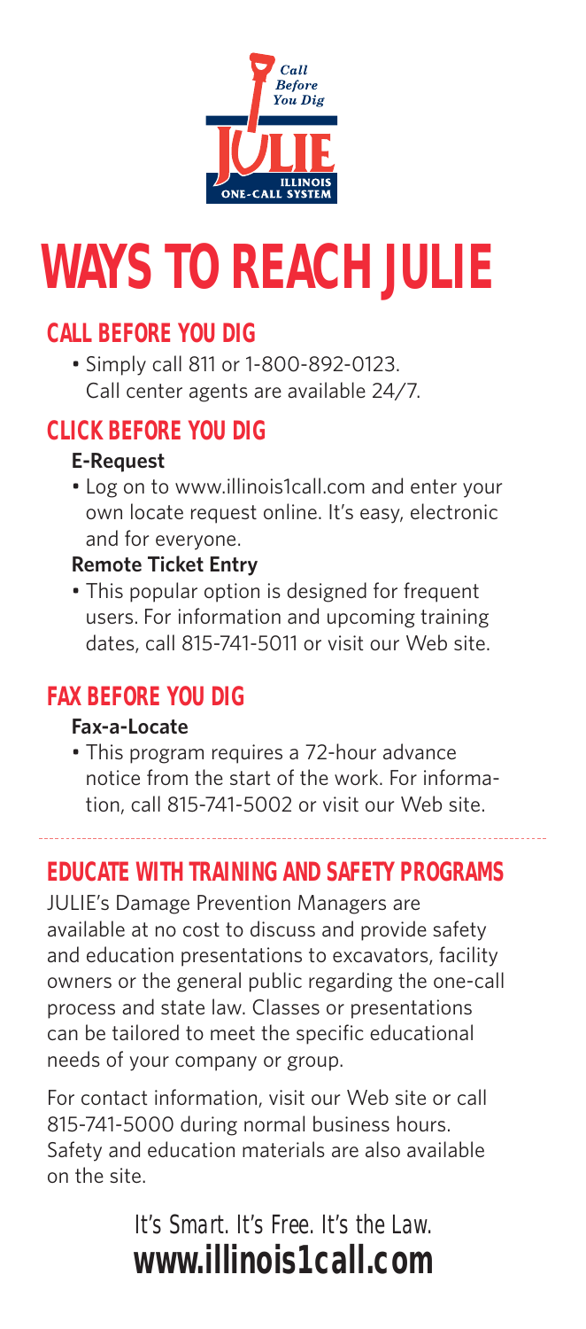Call Before You Dig

JULIE

ILLINOIS ONE-CALL SYSTEM

# WAYS TO REACH JULIE

## CALL BEFORE YOU DIG

- Simply call 811 or 1-800-892-0123. Call center agents are available 24/7.

## CLICK BEFORE YOU DIG

**E-Request**

- Log on to www.illinois1call.com and enter your own locate request online. It's easy, electronic and for everyone.

**Remote Ticket Entry**

- This popular option is designed for frequent users. For information and upcoming training dates, call 815-741-5011 or visit our Web site.

## FAX BEFORE YOU DIG

**Fax-a-Locate**

- This program requires a 72-hour advance notice from the start of the work. For information, call 815-741-5002 or visit our Web site.

---

## EDUCATE WITH TRAINING AND SAFETY PROGRAMS

JULIE's Damage Prevention Managers are available at no cost to discuss and provide safety and education presentations to excavators, facility owners or the general public regarding the one-call process and state law. Classes or presentations can be tailored to meet the specific educational needs of your company or group.

For contact information, visit our Web site or call 815-741-5000 during normal business hours. Safety and education materials are also available on the site.

*It's Smart. It's Free. It's the Law.*

**www.illinois1call.com**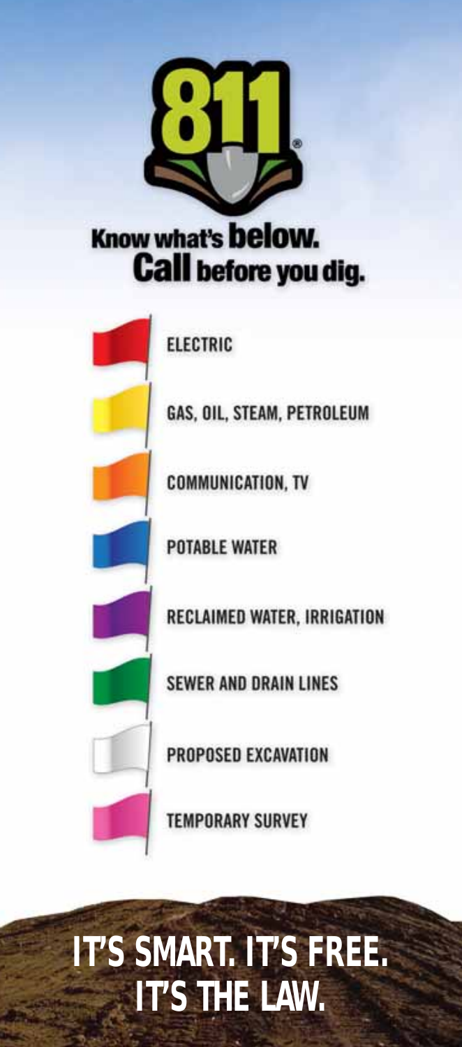811®

**Know what's below.**
**Call before you dig.**

ELECTRIC

GAS, OIL, STEAM, PETROLEUM

COMMUNICATION, TV

POTABLE WATER

RECLAIMED WATER, IRRIGATION

SEWER AND DRAIN LINES

PROPOSED EXCAVATION

TEMPORARY SURVEY

# IT'S SMART. IT'S FREE. IT'S THE LAW.